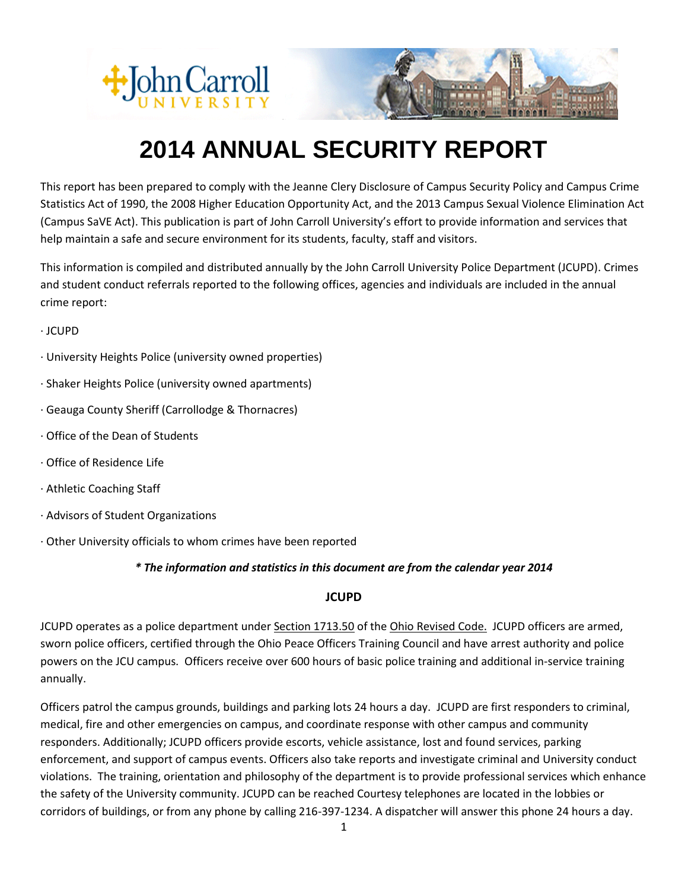# 2014 ANNUAL SECURITY REPORT

This report has been prepared to comply with the Jeanne Clery Disclosure of Campus Security Policy and Campus Crime Statistics Act of 1990, the 2008 Higher Education Opportunity Act, and the 2013 Campus Sexual Violence Elimination Act (Campus SaVE Act). This publication is part of John Carroll University's effort to provide information and services that help maintain a safe and secure environment for its students, faculty, staff and visitors.

This information is compiled and distributed annually by the John Carroll University Police Department (JCUPD). Crimes and student conduct referrals reported to the following offices, agencies and individuals are included in the annual crime report:

· JCUPD

· University Heights Police (university owned properties)

· Shaker Heights Police (university owned apartments)

· Geauga County Sheriff (Carrollodge & Thornacres)

· Office of the Dean of Students

· Office of Residence Life

· Athletic Coaching Staff

· Advisors of Student Organizations

· Other University officials to whom crimes have been reported

***\* The information and statistics in this document are from the calendar year 2014***

**JCUPD**

JCUPD operates as a police department under Section 1713.50 of the Ohio Revised Code. JCUPD officers are armed, sworn police officers, certified through the Ohio Peace Officers Training Council and have arrest authority and police powers on the JCU campus. Officers receive over 600 hours of basic police training and additional in-service training annually.

Officers patrol the campus grounds, buildings and parking lots 24 hours a day. JCUPD are first responders to criminal, medical, fire and other emergencies on campus, and coordinate response with other campus and community responders. Additionally; JCUPD officers provide escorts, vehicle assistance, lost and found services, parking enforcement, and support of campus events. Officers also take reports and investigate criminal and University conduct violations. The training, orientation and philosophy of the department is to provide professional services which enhance the safety of the University community. JCUPD can be reached Courtesy telephones are located in the lobbies or corridors of buildings, or from any phone by calling 216-397-1234. A dispatcher will answer this phone 24 hours a day.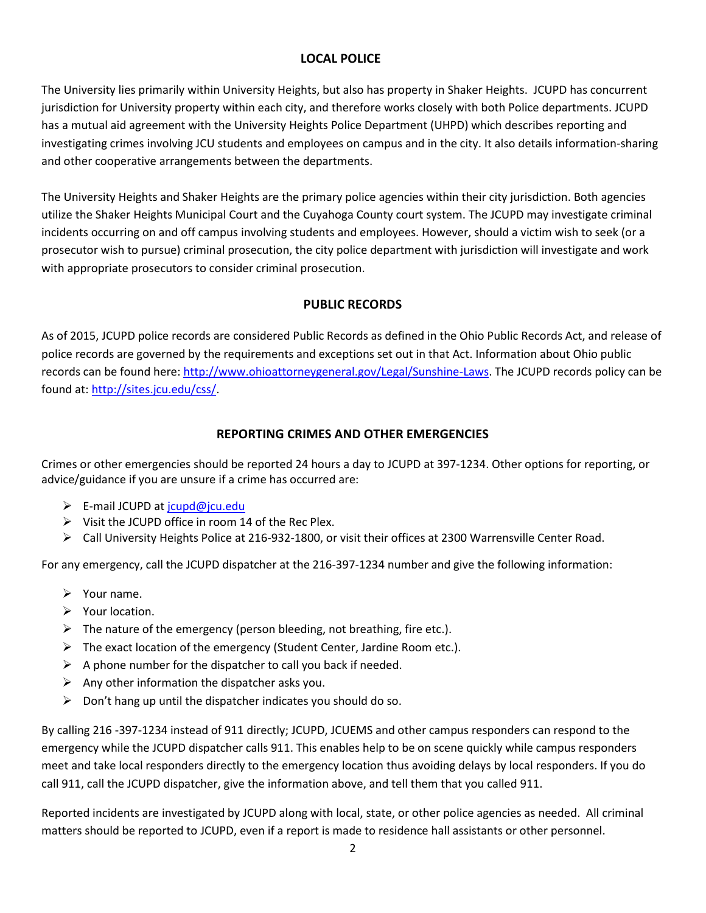## LOCAL POLICE

The University lies primarily within University Heights, but also has property in Shaker Heights. JCUPD has concurrent jurisdiction for University property within each city, and therefore works closely with both Police departments. JCUPD has a mutual aid agreement with the University Heights Police Department (UHPD) which describes reporting and investigating crimes involving JCU students and employees on campus and in the city. It also details information-sharing and other cooperative arrangements between the departments.

The University Heights and Shaker Heights are the primary police agencies within their city jurisdiction. Both agencies utilize the Shaker Heights Municipal Court and the Cuyahoga County court system. The JCUPD may investigate criminal incidents occurring on and off campus involving students and employees. However, should a victim wish to seek (or a prosecutor wish to pursue) criminal prosecution, the city police department with jurisdiction will investigate and work with appropriate prosecutors to consider criminal prosecution.

## PUBLIC RECORDS

As of 2015, JCUPD police records are considered Public Records as defined in the Ohio Public Records Act, and release of police records are governed by the requirements and exceptions set out in that Act. Information about Ohio public records can be found here: [http://www.ohioattorneygeneral.gov/Legal/Sunshine-Laws](http://www.ohioattorneygeneral.gov/Legal/Sunshine-Laws). The JCUPD records policy can be found at: [http://sites.jcu.edu/css/](http://sites.jcu.edu/css/).

## REPORTING CRIMES AND OTHER EMERGENCIES

Crimes or other emergencies should be reported 24 hours a day to JCUPD at 397-1234. Other options for reporting, or advice/guidance if you are unsure if a crime has occurred are:

- E-mail JCUPD at [jcupd@jcu.edu](mailto:jcupd@jcu.edu)
- Visit the JCUPD office in room 14 of the Rec Plex.
- Call University Heights Police at 216-932-1800, or visit their offices at 2300 Warrensville Center Road.

For any emergency, call the JCUPD dispatcher at the 216-397-1234 number and give the following information:

- Your name.
- Your location.
- The nature of the emergency (person bleeding, not breathing, fire etc.).
- The exact location of the emergency (Student Center, Jardine Room etc.).
- A phone number for the dispatcher to call you back if needed.
- Any other information the dispatcher asks you.
- Don't hang up until the dispatcher indicates you should do so.

By calling 216 -397-1234 instead of 911 directly; JCUPD, JCUEMS and other campus responders can respond to the emergency while the JCUPD dispatcher calls 911. This enables help to be on scene quickly while campus responders meet and take local responders directly to the emergency location thus avoiding delays by local responders. If you do call 911, call the JCUPD dispatcher, give the information above, and tell them that you called 911.

Reported incidents are investigated by JCUPD along with local, state, or other police agencies as needed. All criminal matters should be reported to JCUPD, even if a report is made to residence hall assistants or other personnel.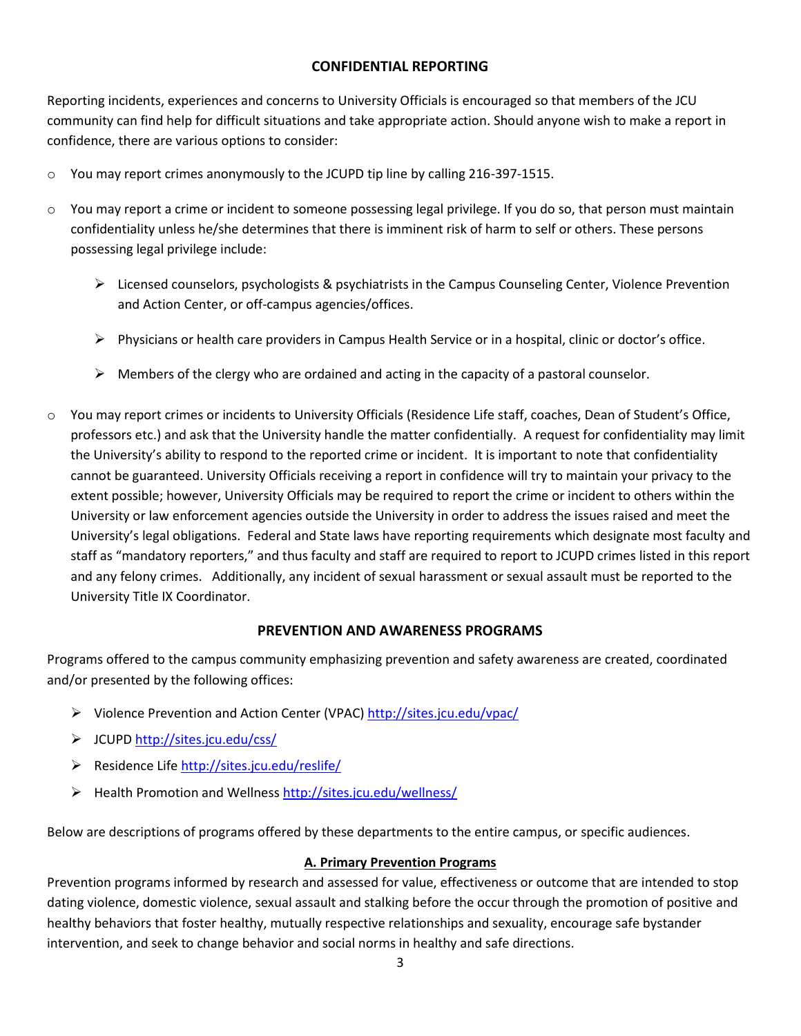## CONFIDENTIAL REPORTING

Reporting incidents, experiences and concerns to University Officials is encouraged so that members of the JCU community can find help for difficult situations and take appropriate action. Should anyone wish to make a report in confidence, there are various options to consider:

- You may report crimes anonymously to the JCUPD tip line by calling 216-397-1515.
- You may report a crime or incident to someone possessing legal privilege. If you do so, that person must maintain confidentiality unless he/she determines that there is imminent risk of harm to self or others. These persons possessing legal privilege include:
  - Licensed counselors, psychologists & psychiatrists in the Campus Counseling Center, Violence Prevention and Action Center, or off-campus agencies/offices.
  - Physicians or health care providers in Campus Health Service or in a hospital, clinic or doctor's office.
  - Members of the clergy who are ordained and acting in the capacity of a pastoral counselor.
- You may report crimes or incidents to University Officials (Residence Life staff, coaches, Dean of Student's Office, professors etc.) and ask that the University handle the matter confidentially. A request for confidentiality may limit the University's ability to respond to the reported crime or incident. It is important to note that confidentiality cannot be guaranteed. University Officials receiving a report in confidence will try to maintain your privacy to the extent possible; however, University Officials may be required to report the crime or incident to others within the University or law enforcement agencies outside the University in order to address the issues raised and meet the University's legal obligations. Federal and State laws have reporting requirements which designate most faculty and staff as "mandatory reporters," and thus faculty and staff are required to report to JCUPD crimes listed in this report and any felony crimes. Additionally, any incident of sexual harassment or sexual assault must be reported to the University Title IX Coordinator.

## PREVENTION AND AWARENESS PROGRAMS

Programs offered to the campus community emphasizing prevention and safety awareness are created, coordinated and/or presented by the following offices:

- Violence Prevention and Action Center (VPAC) http://sites.jcu.edu/vpac/
- JCUPD http://sites.jcu.edu/css/
- Residence Life http://sites.jcu.edu/reslife/
- Health Promotion and Wellness http://sites.jcu.edu/wellness/

Below are descriptions of programs offered by these departments to the entire campus, or specific audiences.

### A. Primary Prevention Programs

Prevention programs informed by research and assessed for value, effectiveness or outcome that are intended to stop dating violence, domestic violence, sexual assault and stalking before the occur through the promotion of positive and healthy behaviors that foster healthy, mutually respective relationships and sexuality, encourage safe bystander intervention, and seek to change behavior and social norms in healthy and safe directions.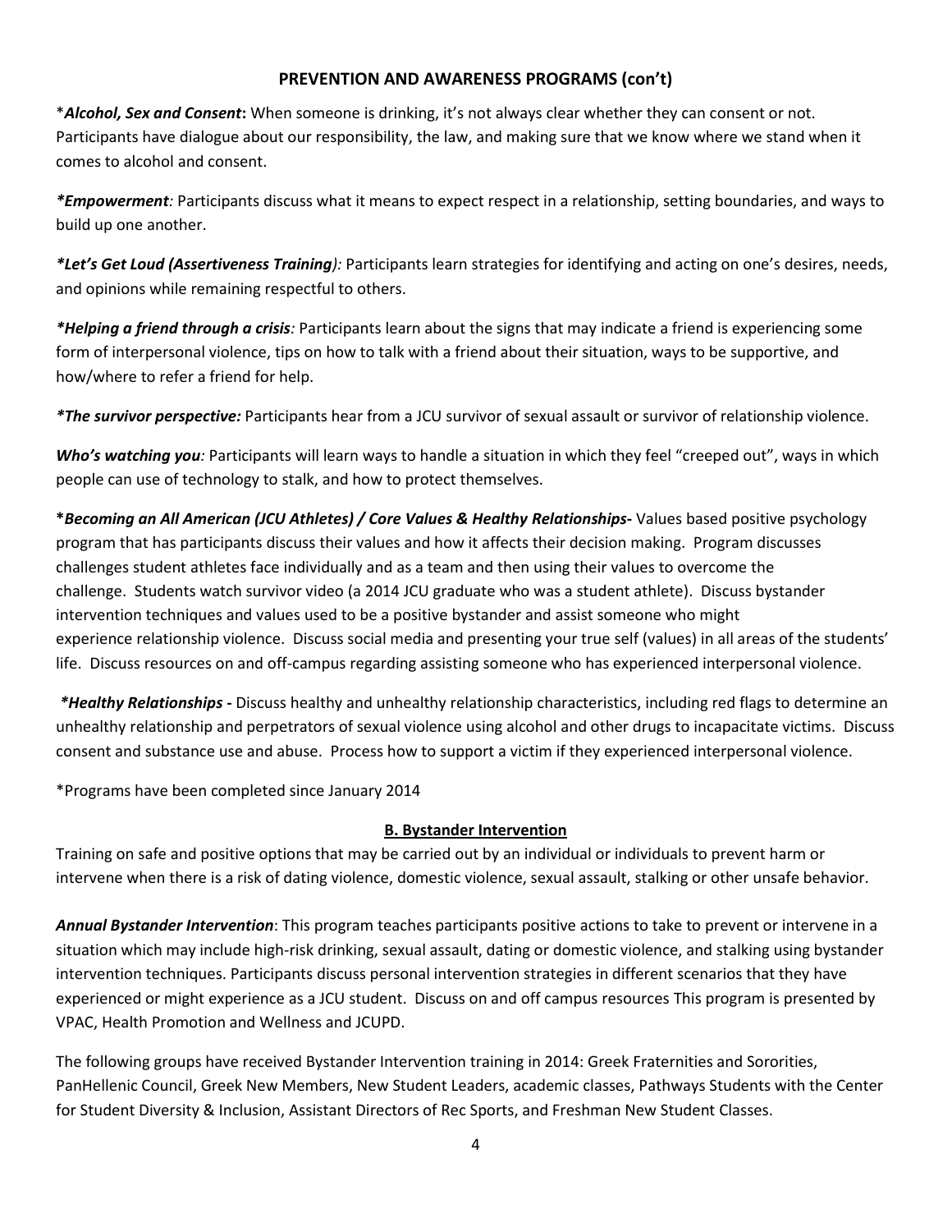## PREVENTION AND AWARENESS PROGRAMS (con't)

\****Alcohol, Sex and Consent*:** When someone is drinking, it's not always clear whether they can consent or not. Participants have dialogue about our responsibility, the law, and making sure that we know where we stand when it comes to alcohol and consent.

***\*Empowerment**: Participants discuss what it means to expect respect in a relationship, setting boundaries, and ways to build up one another.

***\*Let's Get Loud (Assertiveness Training**): Participants learn strategies for identifying and acting on one's desires, needs, and opinions while remaining respectful to others.

***\*Helping a friend through a crisis**: Participants learn about the signs that may indicate a friend is experiencing some form of interpersonal violence, tips on how to talk with a friend about their situation, ways to be supportive, and how/where to refer a friend for help.

***\*The survivor perspective:*** Participants hear from a JCU survivor of sexual assault or survivor of relationship violence.

***Who's watching you***: Participants will learn ways to handle a situation in which they feel "creeped out", ways in which people can use of technology to stalk, and how to protect themselves.

**\****Becoming an All American (JCU Athletes) / Core Values & Healthy Relationships*-** Values based positive psychology program that has participants discuss their values and how it affects their decision making. Program discusses challenges student athletes face individually and as a team and then using their values to overcome the challenge. Students watch survivor video (a 2014 JCU graduate who was a student athlete). Discuss bystander intervention techniques and values used to be a positive bystander and assist someone who might experience relationship violence. Discuss social media and presenting your true self (values) in all areas of the students' life. Discuss resources on and off-campus regarding assisting someone who has experienced interpersonal violence.

***\*Healthy Relationships -*** Discuss healthy and unhealthy relationship characteristics, including red flags to determine an unhealthy relationship and perpetrators of sexual violence using alcohol and other drugs to incapacitate victims. Discuss consent and substance use and abuse. Process how to support a victim if they experienced interpersonal violence.

\*Programs have been completed since January 2014

### B. Bystander Intervention

Training on safe and positive options that may be carried out by an individual or individuals to prevent harm or intervene when there is a risk of dating violence, domestic violence, sexual assault, stalking or other unsafe behavior.

***Annual Bystander Intervention***: This program teaches participants positive actions to take to prevent or intervene in a situation which may include high-risk drinking, sexual assault, dating or domestic violence, and stalking using bystander intervention techniques. Participants discuss personal intervention strategies in different scenarios that they have experienced or might experience as a JCU student. Discuss on and off campus resources This program is presented by VPAC, Health Promotion and Wellness and JCUPD.

The following groups have received Bystander Intervention training in 2014: Greek Fraternities and Sororities, PanHellenic Council, Greek New Members, New Student Leaders, academic classes, Pathways Students with the Center for Student Diversity & Inclusion, Assistant Directors of Rec Sports, and Freshman New Student Classes.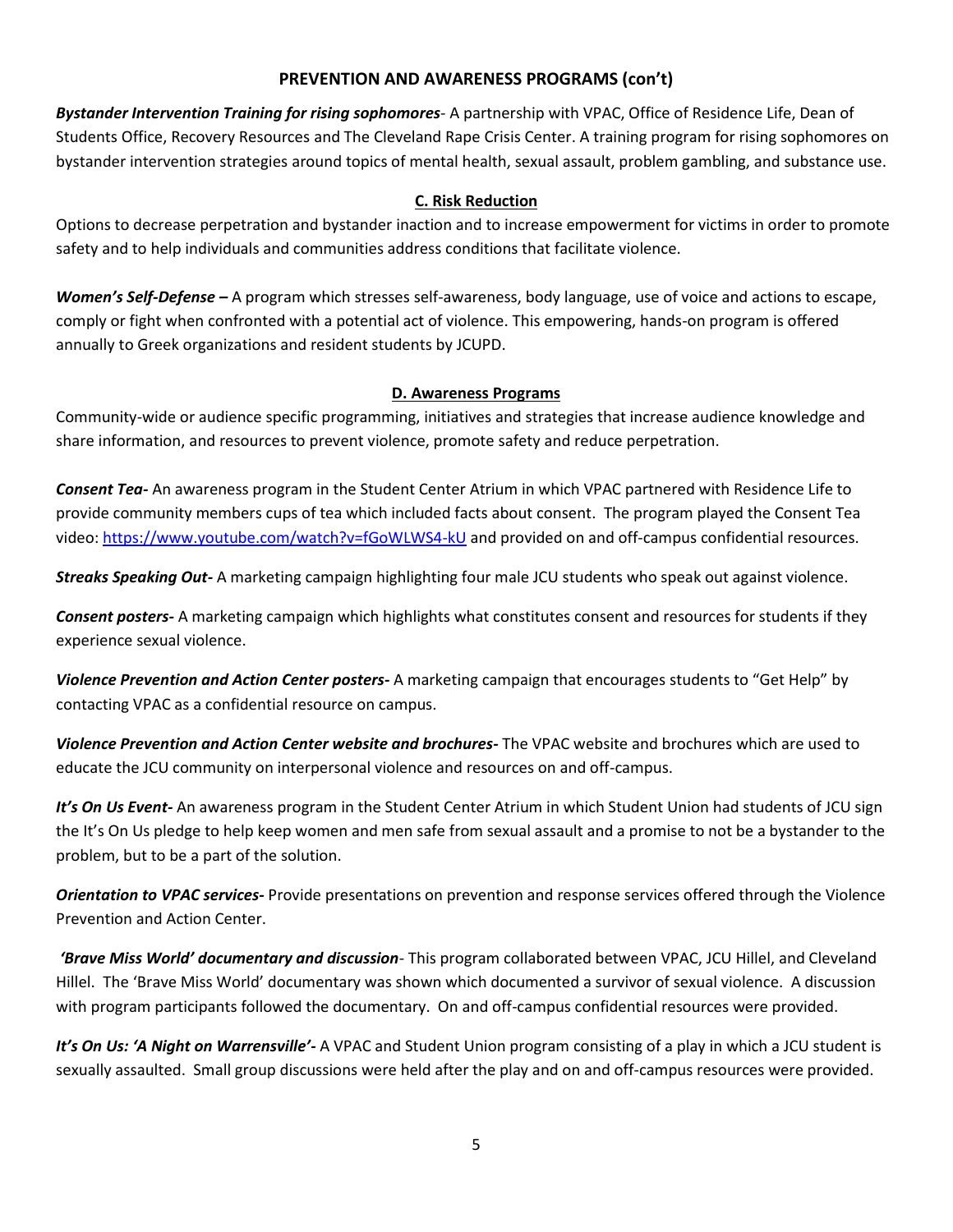## PREVENTION AND AWARENESS PROGRAMS (con't)

***Bystander Intervention Training for rising sophomores***- A partnership with VPAC, Office of Residence Life, Dean of Students Office, Recovery Resources and The Cleveland Rape Crisis Center. A training program for rising sophomores on bystander intervention strategies around topics of mental health, sexual assault, problem gambling, and substance use.

### C. Risk Reduction

Options to decrease perpetration and bystander inaction and to increase empowerment for victims in order to promote safety and to help individuals and communities address conditions that facilitate violence.

***Women's Self-Defense –*** A program which stresses self-awareness, body language, use of voice and actions to escape, comply or fight when confronted with a potential act of violence. This empowering, hands-on program is offered annually to Greek organizations and resident students by JCUPD.

### D. Awareness Programs

Community-wide or audience specific programming, initiatives and strategies that increase audience knowledge and share information, and resources to prevent violence, promote safety and reduce perpetration.

***Consent Tea-*** An awareness program in the Student Center Atrium in which VPAC partnered with Residence Life to provide community members cups of tea which included facts about consent. The program played the Consent Tea video: [https://www.youtube.com/watch?v=fGoWLWS4-kU](https://www.youtube.com/watch?v=fGoWLWS4-kU) and provided on and off-campus confidential resources.

***Streaks Speaking Out-*** A marketing campaign highlighting four male JCU students who speak out against violence.

***Consent posters-*** A marketing campaign which highlights what constitutes consent and resources for students if they experience sexual violence.

***Violence Prevention and Action Center posters-*** A marketing campaign that encourages students to "Get Help" by contacting VPAC as a confidential resource on campus.

***Violence Prevention and Action Center website and brochures-*** The VPAC website and brochures which are used to educate the JCU community on interpersonal violence and resources on and off-campus.

***It's On Us Event-*** An awareness program in the Student Center Atrium in which Student Union had students of JCU sign the It's On Us pledge to help keep women and men safe from sexual assault and a promise to not be a bystander to the problem, but to be a part of the solution.

***Orientation to VPAC services-*** Provide presentations on prevention and response services offered through the Violence Prevention and Action Center.

***'Brave Miss World' documentary and discussion***- This program collaborated between VPAC, JCU Hillel, and Cleveland Hillel. The 'Brave Miss World' documentary was shown which documented a survivor of sexual violence. A discussion with program participants followed the documentary. On and off-campus confidential resources were provided.

***It's On Us: 'A Night on Warrensville'-*** A VPAC and Student Union program consisting of a play in which a JCU student is sexually assaulted. Small group discussions were held after the play and on and off-campus resources were provided.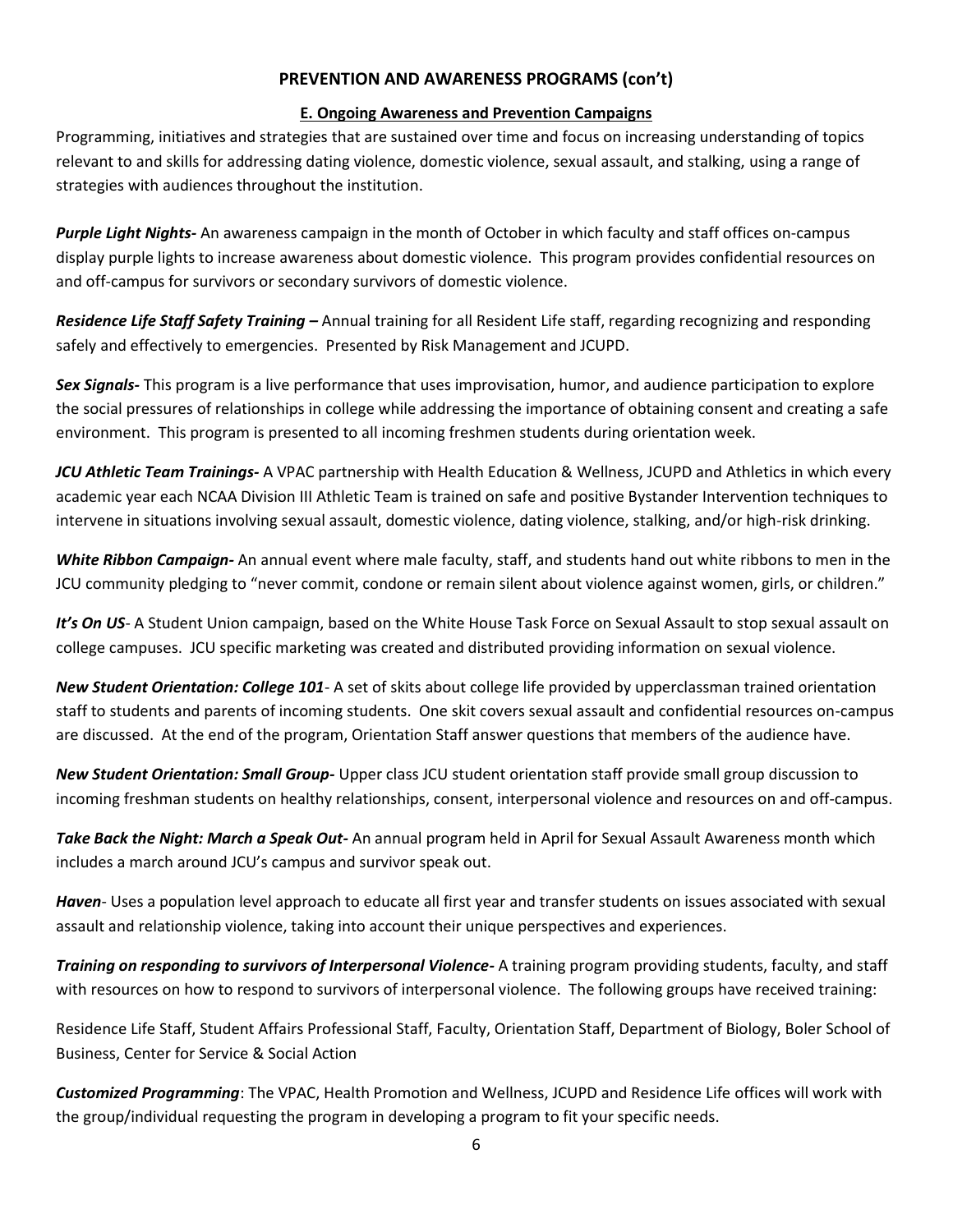## PREVENTION AND AWARENESS PROGRAMS (con't)

### E. Ongoing Awareness and Prevention Campaigns

Programming, initiatives and strategies that are sustained over time and focus on increasing understanding of topics relevant to and skills for addressing dating violence, domestic violence, sexual assault, and stalking, using a range of strategies with audiences throughout the institution.

***Purple Light Nights-*** An awareness campaign in the month of October in which faculty and staff offices on-campus display purple lights to increase awareness about domestic violence. This program provides confidential resources on and off-campus for survivors or secondary survivors of domestic violence.

***Residence Life Staff Safety Training –*** Annual training for all Resident Life staff, regarding recognizing and responding safely and effectively to emergencies. Presented by Risk Management and JCUPD.

***Sex Signals-*** This program is a live performance that uses improvisation, humor, and audience participation to explore the social pressures of relationships in college while addressing the importance of obtaining consent and creating a safe environment. This program is presented to all incoming freshmen students during orientation week.

***JCU Athletic Team Trainings-*** A VPAC partnership with Health Education & Wellness, JCUPD and Athletics in which every academic year each NCAA Division III Athletic Team is trained on safe and positive Bystander Intervention techniques to intervene in situations involving sexual assault, domestic violence, dating violence, stalking, and/or high-risk drinking.

***White Ribbon Campaign-*** An annual event where male faculty, staff, and students hand out white ribbons to men in the JCU community pledging to "never commit, condone or remain silent about violence against women, girls, or children."

***It's On US***- A Student Union campaign, based on the White House Task Force on Sexual Assault to stop sexual assault on college campuses. JCU specific marketing was created and distributed providing information on sexual violence.

***New Student Orientation: College 101***- A set of skits about college life provided by upperclassman trained orientation staff to students and parents of incoming students. One skit covers sexual assault and confidential resources on-campus are discussed. At the end of the program, Orientation Staff answer questions that members of the audience have.

***New Student Orientation: Small Group-*** Upper class JCU student orientation staff provide small group discussion to incoming freshman students on healthy relationships, consent, interpersonal violence and resources on and off-campus.

***Take Back the Night: March a Speak Out-*** An annual program held in April for Sexual Assault Awareness month which includes a march around JCU's campus and survivor speak out.

***Haven***- Uses a population level approach to educate all first year and transfer students on issues associated with sexual assault and relationship violence, taking into account their unique perspectives and experiences.

***Training on responding to survivors of Interpersonal Violence-*** A training program providing students, faculty, and staff with resources on how to respond to survivors of interpersonal violence. The following groups have received training:

Residence Life Staff, Student Affairs Professional Staff, Faculty, Orientation Staff, Department of Biology, Boler School of Business, Center for Service & Social Action

***Customized Programming***: The VPAC, Health Promotion and Wellness, JCUPD and Residence Life offices will work with the group/individual requesting the program in developing a program to fit your specific needs.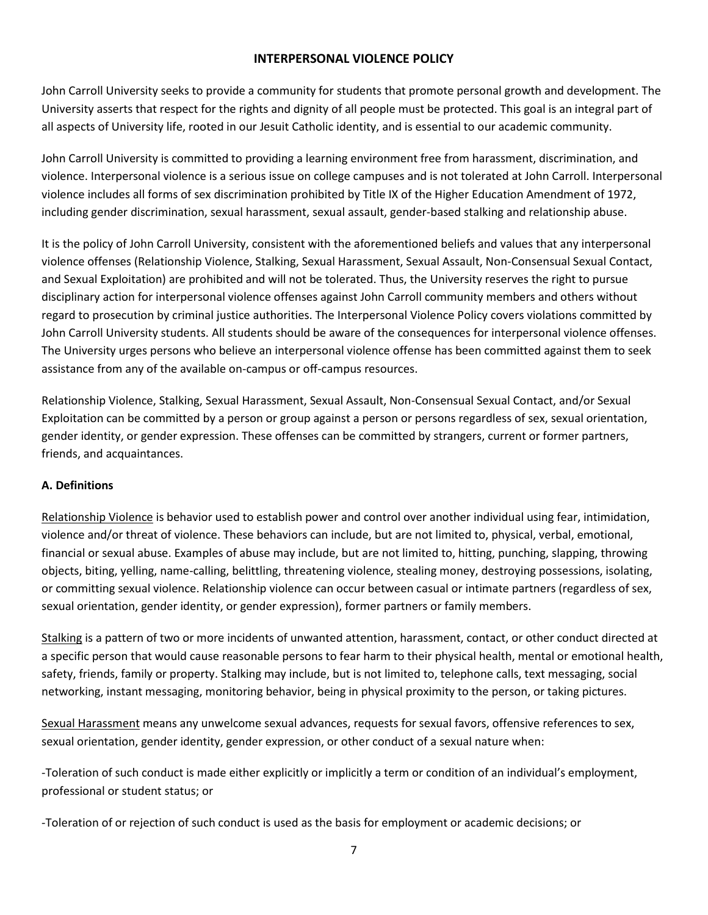## INTERPERSONAL VIOLENCE POLICY

John Carroll University seeks to provide a community for students that promote personal growth and development. The University asserts that respect for the rights and dignity of all people must be protected. This goal is an integral part of all aspects of University life, rooted in our Jesuit Catholic identity, and is essential to our academic community.

John Carroll University is committed to providing a learning environment free from harassment, discrimination, and violence. Interpersonal violence is a serious issue on college campuses and is not tolerated at John Carroll. Interpersonal violence includes all forms of sex discrimination prohibited by Title IX of the Higher Education Amendment of 1972, including gender discrimination, sexual harassment, sexual assault, gender-based stalking and relationship abuse.

It is the policy of John Carroll University, consistent with the aforementioned beliefs and values that any interpersonal violence offenses (Relationship Violence, Stalking, Sexual Harassment, Sexual Assault, Non-Consensual Sexual Contact, and Sexual Exploitation) are prohibited and will not be tolerated. Thus, the University reserves the right to pursue disciplinary action for interpersonal violence offenses against John Carroll community members and others without regard to prosecution by criminal justice authorities. The Interpersonal Violence Policy covers violations committed by John Carroll University students. All students should be aware of the consequences for interpersonal violence offenses. The University urges persons who believe an interpersonal violence offense has been committed against them to seek assistance from any of the available on-campus or off-campus resources.

Relationship Violence, Stalking, Sexual Harassment, Sexual Assault, Non-Consensual Sexual Contact, and/or Sexual Exploitation can be committed by a person or group against a person or persons regardless of sex, sexual orientation, gender identity, or gender expression. These offenses can be committed by strangers, current or former partners, friends, and acquaintances.

### A. Definitions

<u>Relationship Violence</u> is behavior used to establish power and control over another individual using fear, intimidation, violence and/or threat of violence. These behaviors can include, but are not limited to, physical, verbal, emotional, financial or sexual abuse. Examples of abuse may include, but are not limited to, hitting, punching, slapping, throwing objects, biting, yelling, name-calling, belittling, threatening violence, stealing money, destroying possessions, isolating, or committing sexual violence. Relationship violence can occur between casual or intimate partners (regardless of sex, sexual orientation, gender identity, or gender expression), former partners or family members.

<u>Stalking</u> is a pattern of two or more incidents of unwanted attention, harassment, contact, or other conduct directed at a specific person that would cause reasonable persons to fear harm to their physical health, mental or emotional health, safety, friends, family or property. Stalking may include, but is not limited to, telephone calls, text messaging, social networking, instant messaging, monitoring behavior, being in physical proximity to the person, or taking pictures.

<u>Sexual Harassment</u> means any unwelcome sexual advances, requests for sexual favors, offensive references to sex, sexual orientation, gender identity, gender expression, or other conduct of a sexual nature when:

-Toleration of such conduct is made either explicitly or implicitly a term or condition of an individual's employment, professional or student status; or

-Toleration of or rejection of such conduct is used as the basis for employment or academic decisions; or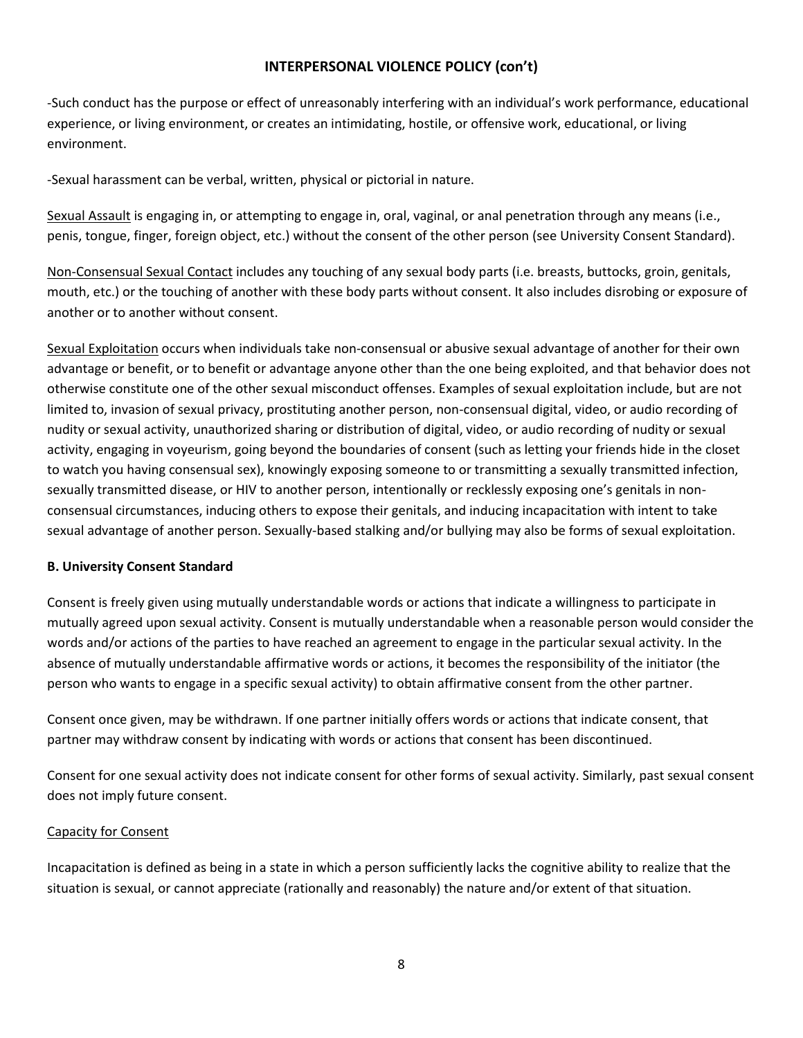## INTERPERSONAL VIOLENCE POLICY (con't)

-Such conduct has the purpose or effect of unreasonably interfering with an individual's work performance, educational experience, or living environment, or creates an intimidating, hostile, or offensive work, educational, or living environment.

-Sexual harassment can be verbal, written, physical or pictorial in nature.

<u>Sexual Assault</u> is engaging in, or attempting to engage in, oral, vaginal, or anal penetration through any means (i.e., penis, tongue, finger, foreign object, etc.) without the consent of the other person (see University Consent Standard).

<u>Non-Consensual Sexual Contact</u> includes any touching of any sexual body parts (i.e. breasts, buttocks, groin, genitals, mouth, etc.) or the touching of another with these body parts without consent. It also includes disrobing or exposure of another or to another without consent.

<u>Sexual Exploitation</u> occurs when individuals take non-consensual or abusive sexual advantage of another for their own advantage or benefit, or to benefit or advantage anyone other than the one being exploited, and that behavior does not otherwise constitute one of the other sexual misconduct offenses. Examples of sexual exploitation include, but are not limited to, invasion of sexual privacy, prostituting another person, non-consensual digital, video, or audio recording of nudity or sexual activity, unauthorized sharing or distribution of digital, video, or audio recording of nudity or sexual activity, engaging in voyeurism, going beyond the boundaries of consent (such as letting your friends hide in the closet to watch you having consensual sex), knowingly exposing someone to or transmitting a sexually transmitted infection, sexually transmitted disease, or HIV to another person, intentionally or recklessly exposing one's genitals in non-consensual circumstances, inducing others to expose their genitals, and inducing incapacitation with intent to take sexual advantage of another person. Sexually-based stalking and/or bullying may also be forms of sexual exploitation.

### B. University Consent Standard

Consent is freely given using mutually understandable words or actions that indicate a willingness to participate in mutually agreed upon sexual activity. Consent is mutually understandable when a reasonable person would consider the words and/or actions of the parties to have reached an agreement to engage in the particular sexual activity. In the absence of mutually understandable affirmative words or actions, it becomes the responsibility of the initiator (the person who wants to engage in a specific sexual activity) to obtain affirmative consent from the other partner.

Consent once given, may be withdrawn. If one partner initially offers words or actions that indicate consent, that partner may withdraw consent by indicating with words or actions that consent has been discontinued.

Consent for one sexual activity does not indicate consent for other forms of sexual activity. Similarly, past sexual consent does not imply future consent.

<u>Capacity for Consent</u>

Incapacitation is defined as being in a state in which a person sufficiently lacks the cognitive ability to realize that the situation is sexual, or cannot appreciate (rationally and reasonably) the nature and/or extent of that situation.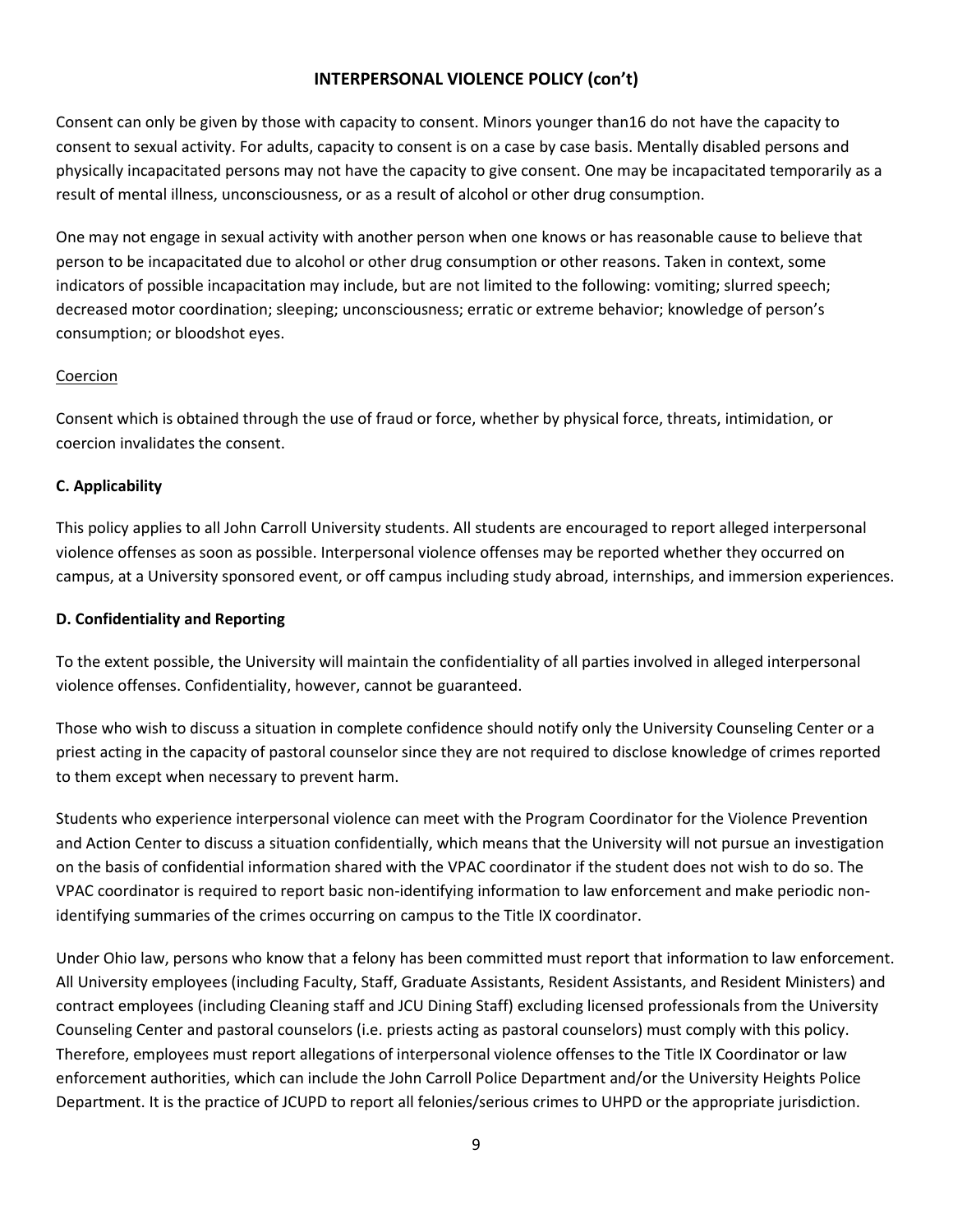## INTERPERSONAL VIOLENCE POLICY (con't)

Consent can only be given by those with capacity to consent. Minors younger than16 do not have the capacity to consent to sexual activity. For adults, capacity to consent is on a case by case basis. Mentally disabled persons and physically incapacitated persons may not have the capacity to give consent. One may be incapacitated temporarily as a result of mental illness, unconsciousness, or as a result of alcohol or other drug consumption.

One may not engage in sexual activity with another person when one knows or has reasonable cause to believe that person to be incapacitated due to alcohol or other drug consumption or other reasons. Taken in context, some indicators of possible incapacitation may include, but are not limited to the following: vomiting; slurred speech; decreased motor coordination; sleeping; unconsciousness; erratic or extreme behavior; knowledge of person's consumption; or bloodshot eyes.

Coercion

Consent which is obtained through the use of fraud or force, whether by physical force, threats, intimidation, or coercion invalidates the consent.

### C. Applicability

This policy applies to all John Carroll University students. All students are encouraged to report alleged interpersonal violence offenses as soon as possible. Interpersonal violence offenses may be reported whether they occurred on campus, at a University sponsored event, or off campus including study abroad, internships, and immersion experiences.

### D. Confidentiality and Reporting

To the extent possible, the University will maintain the confidentiality of all parties involved in alleged interpersonal violence offenses. Confidentiality, however, cannot be guaranteed.

Those who wish to discuss a situation in complete confidence should notify only the University Counseling Center or a priest acting in the capacity of pastoral counselor since they are not required to disclose knowledge of crimes reported to them except when necessary to prevent harm.

Students who experience interpersonal violence can meet with the Program Coordinator for the Violence Prevention and Action Center to discuss a situation confidentially, which means that the University will not pursue an investigation on the basis of confidential information shared with the VPAC coordinator if the student does not wish to do so. The VPAC coordinator is required to report basic non-identifying information to law enforcement and make periodic non-identifying summaries of the crimes occurring on campus to the Title IX coordinator.

Under Ohio law, persons who know that a felony has been committed must report that information to law enforcement. All University employees (including Faculty, Staff, Graduate Assistants, Resident Assistants, and Resident Ministers) and contract employees (including Cleaning staff and JCU Dining Staff) excluding licensed professionals from the University Counseling Center and pastoral counselors (i.e. priests acting as pastoral counselors) must comply with this policy. Therefore, employees must report allegations of interpersonal violence offenses to the Title IX Coordinator or law enforcement authorities, which can include the John Carroll Police Department and/or the University Heights Police Department. It is the practice of JCUPD to report all felonies/serious crimes to UHPD or the appropriate jurisdiction.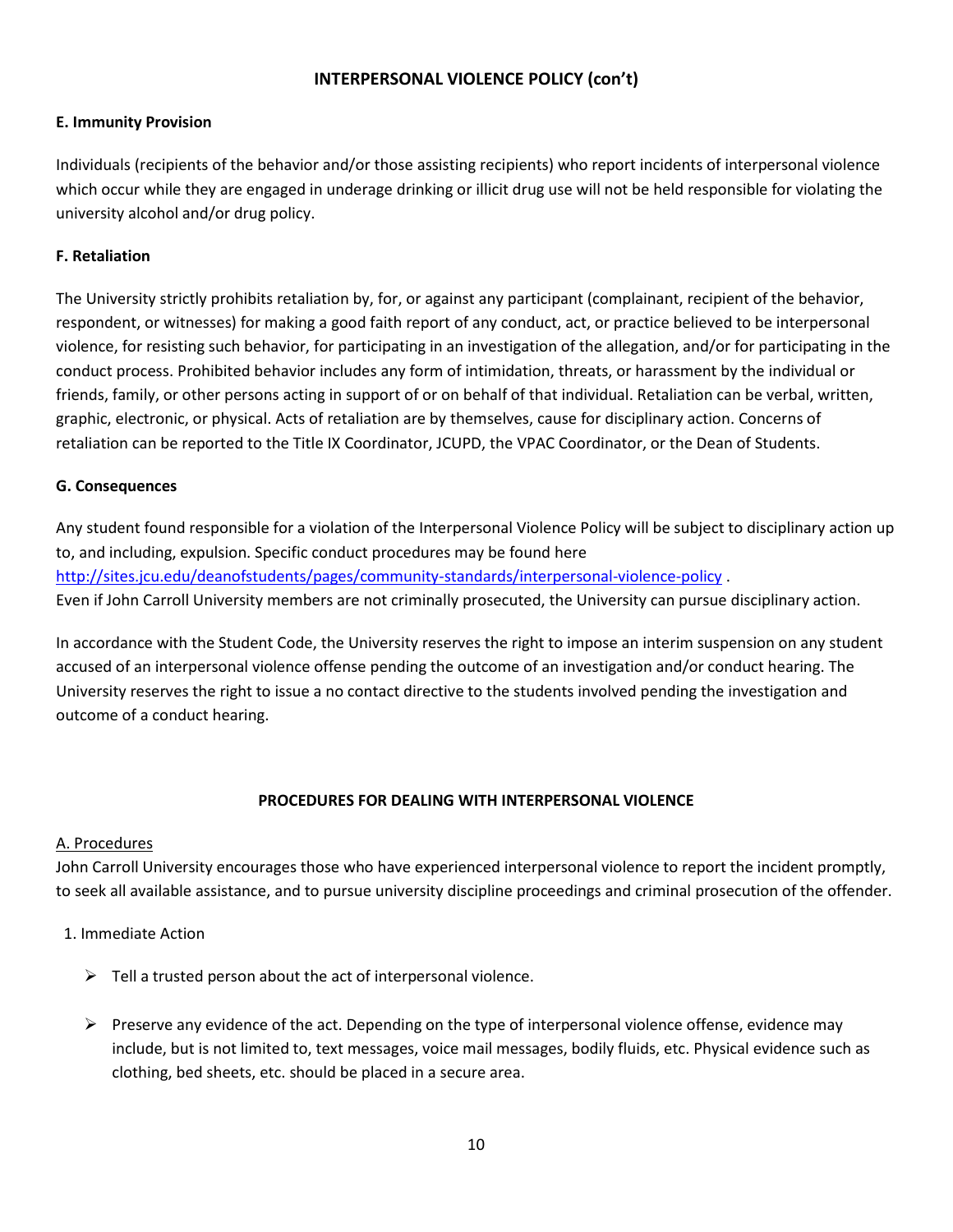## INTERPERSONAL VIOLENCE POLICY (con't)

### E. Immunity Provision

Individuals (recipients of the behavior and/or those assisting recipients) who report incidents of interpersonal violence which occur while they are engaged in underage drinking or illicit drug use will not be held responsible for violating the university alcohol and/or drug policy.

### F. Retaliation

The University strictly prohibits retaliation by, for, or against any participant (complainant, recipient of the behavior, respondent, or witnesses) for making a good faith report of any conduct, act, or practice believed to be interpersonal violence, for resisting such behavior, for participating in an investigation of the allegation, and/or for participating in the conduct process. Prohibited behavior includes any form of intimidation, threats, or harassment by the individual or friends, family, or other persons acting in support of or on behalf of that individual. Retaliation can be verbal, written, graphic, electronic, or physical. Acts of retaliation are by themselves, cause for disciplinary action. Concerns of retaliation can be reported to the Title IX Coordinator, JCUPD, the VPAC Coordinator, or the Dean of Students.

### G. Consequences

Any student found responsible for a violation of the Interpersonal Violence Policy will be subject to disciplinary action up to, and including, expulsion. Specific conduct procedures may be found here [http://sites.jcu.edu/deanofstudents/pages/community-standards/interpersonal-violence-policy](http://sites.jcu.edu/deanofstudents/pages/community-standards/interpersonal-violence-policy) .
Even if John Carroll University members are not criminally prosecuted, the University can pursue disciplinary action.

In accordance with the Student Code, the University reserves the right to impose an interim suspension on any student accused of an interpersonal violence offense pending the outcome of an investigation and/or conduct hearing. The University reserves the right to issue a no contact directive to the students involved pending the investigation and outcome of a conduct hearing.

## PROCEDURES FOR DEALING WITH INTERPERSONAL VIOLENCE

A. Procedures

John Carroll University encourages those who have experienced interpersonal violence to report the incident promptly, to seek all available assistance, and to pursue university discipline proceedings and criminal prosecution of the offender.

1. Immediate Action

- Tell a trusted person about the act of interpersonal violence.
- Preserve any evidence of the act. Depending on the type of interpersonal violence offense, evidence may include, but is not limited to, text messages, voice mail messages, bodily fluids, etc. Physical evidence such as clothing, bed sheets, etc. should be placed in a secure area.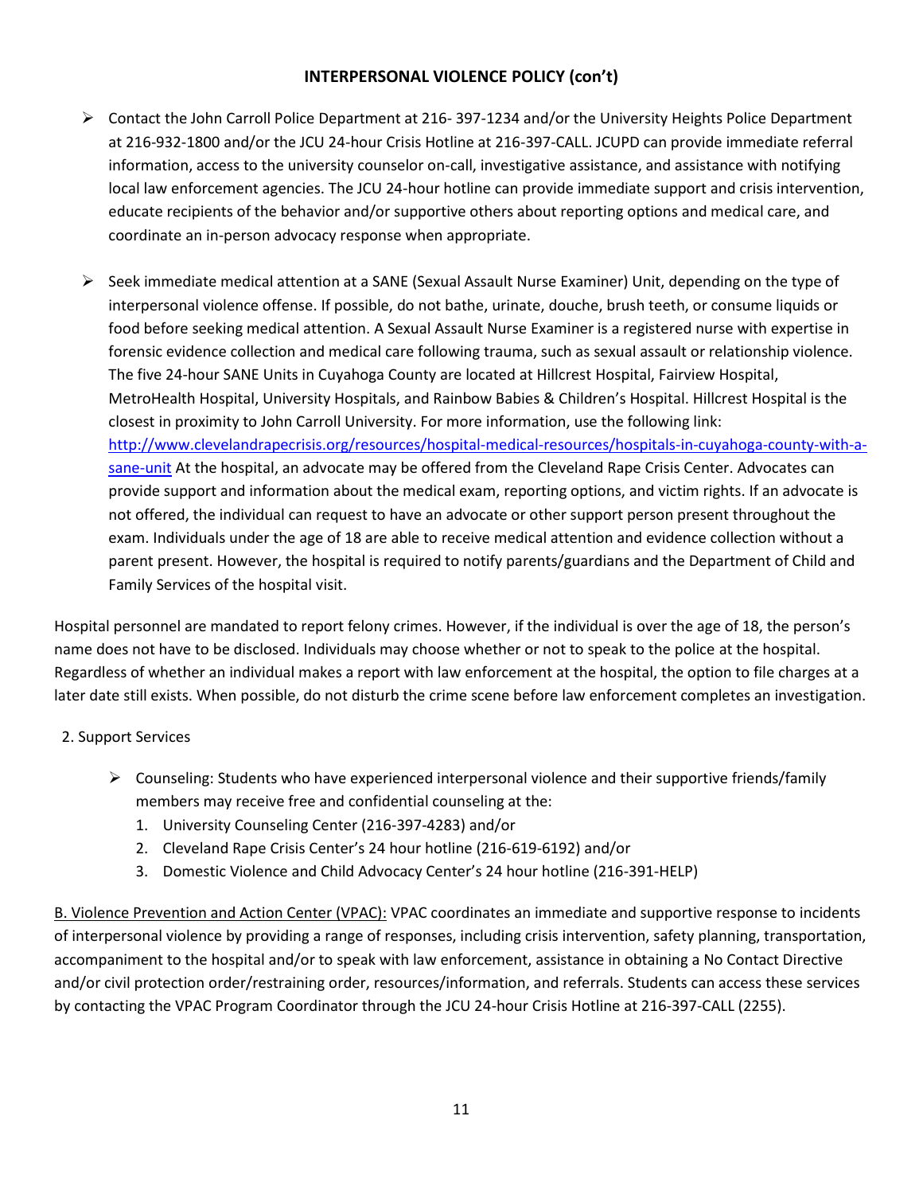## INTERPERSONAL VIOLENCE POLICY (con't)

- Contact the John Carroll Police Department at 216- 397-1234 and/or the University Heights Police Department at 216-932-1800 and/or the JCU 24-hour Crisis Hotline at 216-397-CALL. JCUPD can provide immediate referral information, access to the university counselor on-call, investigative assistance, and assistance with notifying local law enforcement agencies. The JCU 24-hour hotline can provide immediate support and crisis intervention, educate recipients of the behavior and/or supportive others about reporting options and medical care, and coordinate an in-person advocacy response when appropriate.

- Seek immediate medical attention at a SANE (Sexual Assault Nurse Examiner) Unit, depending on the type of interpersonal violence offense. If possible, do not bathe, urinate, douche, brush teeth, or consume liquids or food before seeking medical attention. A Sexual Assault Nurse Examiner is a registered nurse with expertise in forensic evidence collection and medical care following trauma, such as sexual assault or relationship violence. The five 24-hour SANE Units in Cuyahoga County are located at Hillcrest Hospital, Fairview Hospital, MetroHealth Hospital, University Hospitals, and Rainbow Babies & Children's Hospital. Hillcrest Hospital is the closest in proximity to John Carroll University. For more information, use the following link: [http://www.clevelandrapecrisis.org/resources/hospital-medical-resources/hospitals-in-cuyahoga-county-with-a-sane-unit](http://www.clevelandrapecrisis.org/resources/hospital-medical-resources/hospitals-in-cuyahoga-county-with-a-sane-unit) At the hospital, an advocate may be offered from the Cleveland Rape Crisis Center. Advocates can provide support and information about the medical exam, reporting options, and victim rights. If an advocate is not offered, the individual can request to have an advocate or other support person present throughout the exam. Individuals under the age of 18 are able to receive medical attention and evidence collection without a parent present. However, the hospital is required to notify parents/guardians and the Department of Child and Family Services of the hospital visit.

Hospital personnel are mandated to report felony crimes. However, if the individual is over the age of 18, the person's name does not have to be disclosed. Individuals may choose whether or not to speak to the police at the hospital. Regardless of whether an individual makes a report with law enforcement at the hospital, the option to file charges at a later date still exists. When possible, do not disturb the crime scene before law enforcement completes an investigation.

2. Support Services

- Counseling: Students who have experienced interpersonal violence and their supportive friends/family members may receive free and confidential counseling at the:
  1. University Counseling Center (216-397-4283) and/or
  2. Cleveland Rape Crisis Center's 24 hour hotline (216-619-6192) and/or
  3. Domestic Violence and Child Advocacy Center's 24 hour hotline (216-391-HELP)

B. Violence Prevention and Action Center (VPAC): VPAC coordinates an immediate and supportive response to incidents of interpersonal violence by providing a range of responses, including crisis intervention, safety planning, transportation, accompaniment to the hospital and/or to speak with law enforcement, assistance in obtaining a No Contact Directive and/or civil protection order/restraining order, resources/information, and referrals. Students can access these services by contacting the VPAC Program Coordinator through the JCU 24-hour Crisis Hotline at 216-397-CALL (2255).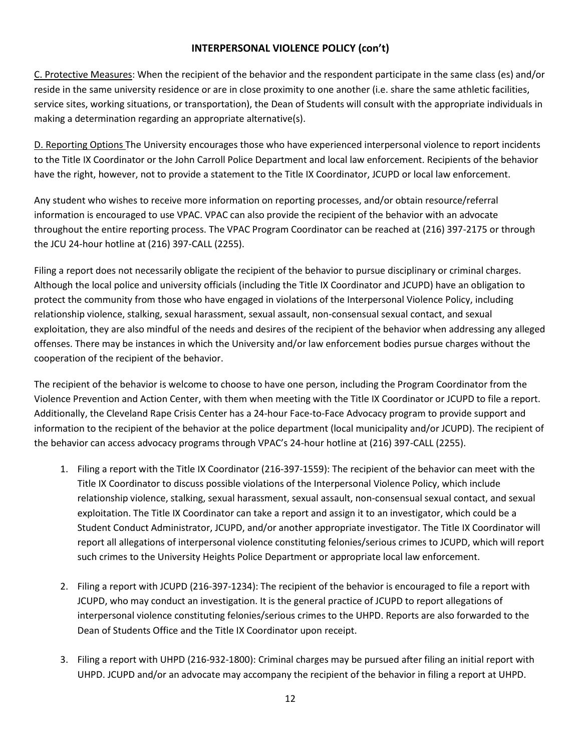## INTERPERSONAL VIOLENCE POLICY (con't)

<u>C. Protective Measures</u>: When the recipient of the behavior and the respondent participate in the same class (es) and/or reside in the same university residence or are in close proximity to one another (i.e. share the same athletic facilities, service sites, working situations, or transportation), the Dean of Students will consult with the appropriate individuals in making a determination regarding an appropriate alternative(s).

<u>D. Reporting Options</u> The University encourages those who have experienced interpersonal violence to report incidents to the Title IX Coordinator or the John Carroll Police Department and local law enforcement. Recipients of the behavior have the right, however, not to provide a statement to the Title IX Coordinator, JCUPD or local law enforcement.

Any student who wishes to receive more information on reporting processes, and/or obtain resource/referral information is encouraged to use VPAC. VPAC can also provide the recipient of the behavior with an advocate throughout the entire reporting process. The VPAC Program Coordinator can be reached at (216) 397-2175 or through the JCU 24-hour hotline at (216) 397-CALL (2255).

Filing a report does not necessarily obligate the recipient of the behavior to pursue disciplinary or criminal charges. Although the local police and university officials (including the Title IX Coordinator and JCUPD) have an obligation to protect the community from those who have engaged in violations of the Interpersonal Violence Policy, including relationship violence, stalking, sexual harassment, sexual assault, non-consensual sexual contact, and sexual exploitation, they are also mindful of the needs and desires of the recipient of the behavior when addressing any alleged offenses. There may be instances in which the University and/or law enforcement bodies pursue charges without the cooperation of the recipient of the behavior.

The recipient of the behavior is welcome to choose to have one person, including the Program Coordinator from the Violence Prevention and Action Center, with them when meeting with the Title IX Coordinator or JCUPD to file a report. Additionally, the Cleveland Rape Crisis Center has a 24-hour Face-to-Face Advocacy program to provide support and information to the recipient of the behavior at the police department (local municipality and/or JCUPD). The recipient of the behavior can access advocacy programs through VPAC's 24-hour hotline at (216) 397-CALL (2255).

1. Filing a report with the Title IX Coordinator (216-397-1559): The recipient of the behavior can meet with the Title IX Coordinator to discuss possible violations of the Interpersonal Violence Policy, which include relationship violence, stalking, sexual harassment, sexual assault, non-consensual sexual contact, and sexual exploitation. The Title IX Coordinator can take a report and assign it to an investigator, which could be a Student Conduct Administrator, JCUPD, and/or another appropriate investigator. The Title IX Coordinator will report all allegations of interpersonal violence constituting felonies/serious crimes to JCUPD, which will report such crimes to the University Heights Police Department or appropriate local law enforcement.

2. Filing a report with JCUPD (216-397-1234): The recipient of the behavior is encouraged to file a report with JCUPD, who may conduct an investigation. It is the general practice of JCUPD to report allegations of interpersonal violence constituting felonies/serious crimes to the UHPD. Reports are also forwarded to the Dean of Students Office and the Title IX Coordinator upon receipt.

3. Filing a report with UHPD (216-932-1800): Criminal charges may be pursued after filing an initial report with UHPD. JCUPD and/or an advocate may accompany the recipient of the behavior in filing a report at UHPD.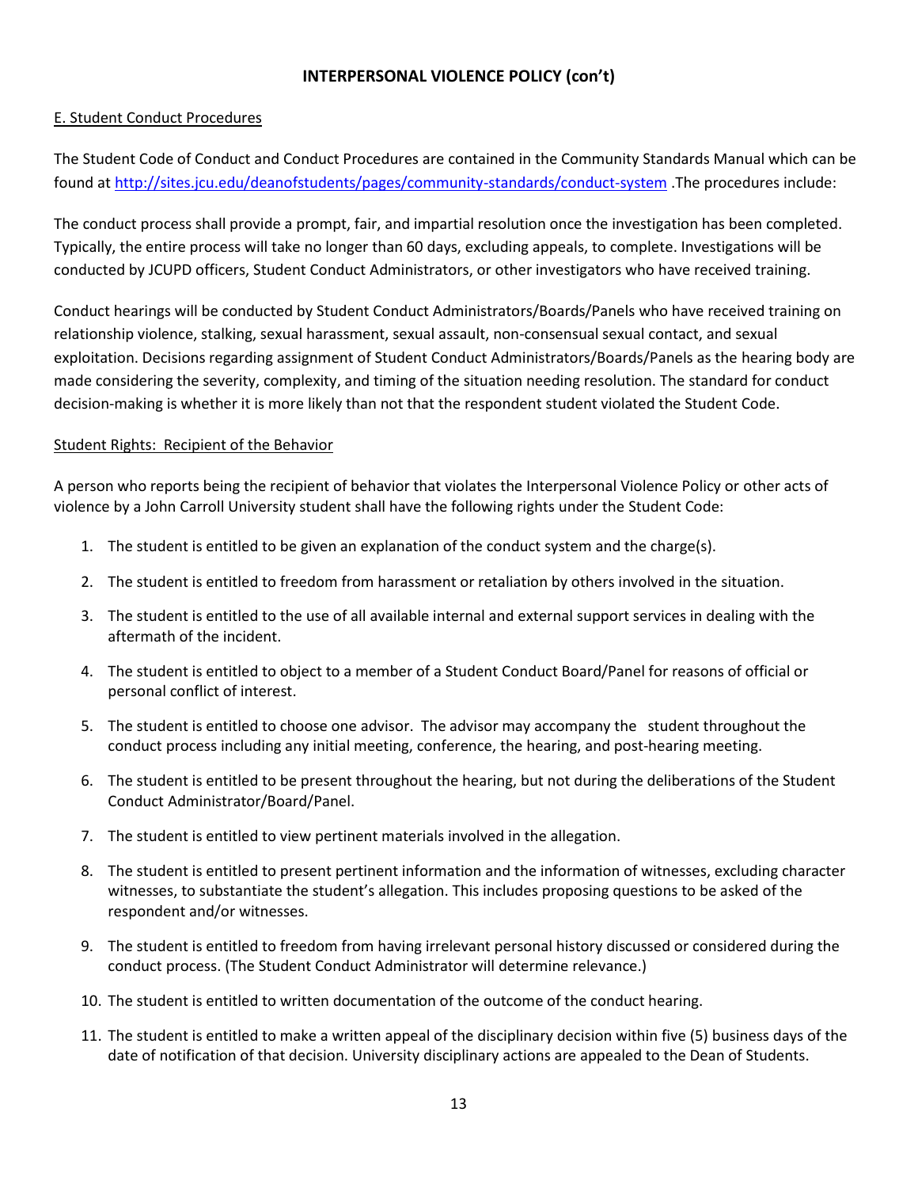## INTERPERSONAL VIOLENCE POLICY (con't)

### E. Student Conduct Procedures

The Student Code of Conduct and Conduct Procedures are contained in the Community Standards Manual which can be found at http://sites.jcu.edu/deanofstudents/pages/community-standards/conduct-system .The procedures include:

The conduct process shall provide a prompt, fair, and impartial resolution once the investigation has been completed. Typically, the entire process will take no longer than 60 days, excluding appeals, to complete. Investigations will be conducted by JCUPD officers, Student Conduct Administrators, or other investigators who have received training.

Conduct hearings will be conducted by Student Conduct Administrators/Boards/Panels who have received training on relationship violence, stalking, sexual harassment, sexual assault, non-consensual sexual contact, and sexual exploitation. Decisions regarding assignment of Student Conduct Administrators/Boards/Panels as the hearing body are made considering the severity, complexity, and timing of the situation needing resolution. The standard for conduct decision-making is whether it is more likely than not that the respondent student violated the Student Code.

#### Student Rights: Recipient of the Behavior

A person who reports being the recipient of behavior that violates the Interpersonal Violence Policy or other acts of violence by a John Carroll University student shall have the following rights under the Student Code:

1. The student is entitled to be given an explanation of the conduct system and the charge(s).
2. The student is entitled to freedom from harassment or retaliation by others involved in the situation.
3. The student is entitled to the use of all available internal and external support services in dealing with the aftermath of the incident.
4. The student is entitled to object to a member of a Student Conduct Board/Panel for reasons of official or personal conflict of interest.
5. The student is entitled to choose one advisor. The advisor may accompany the student throughout the conduct process including any initial meeting, conference, the hearing, and post-hearing meeting.
6. The student is entitled to be present throughout the hearing, but not during the deliberations of the Student Conduct Administrator/Board/Panel.
7. The student is entitled to view pertinent materials involved in the allegation.
8. The student is entitled to present pertinent information and the information of witnesses, excluding character witnesses, to substantiate the student's allegation. This includes proposing questions to be asked of the respondent and/or witnesses.
9. The student is entitled to freedom from having irrelevant personal history discussed or considered during the conduct process. (The Student Conduct Administrator will determine relevance.)
10. The student is entitled to written documentation of the outcome of the conduct hearing.
11. The student is entitled to make a written appeal of the disciplinary decision within five (5) business days of the date of notification of that decision. University disciplinary actions are appealed to the Dean of Students.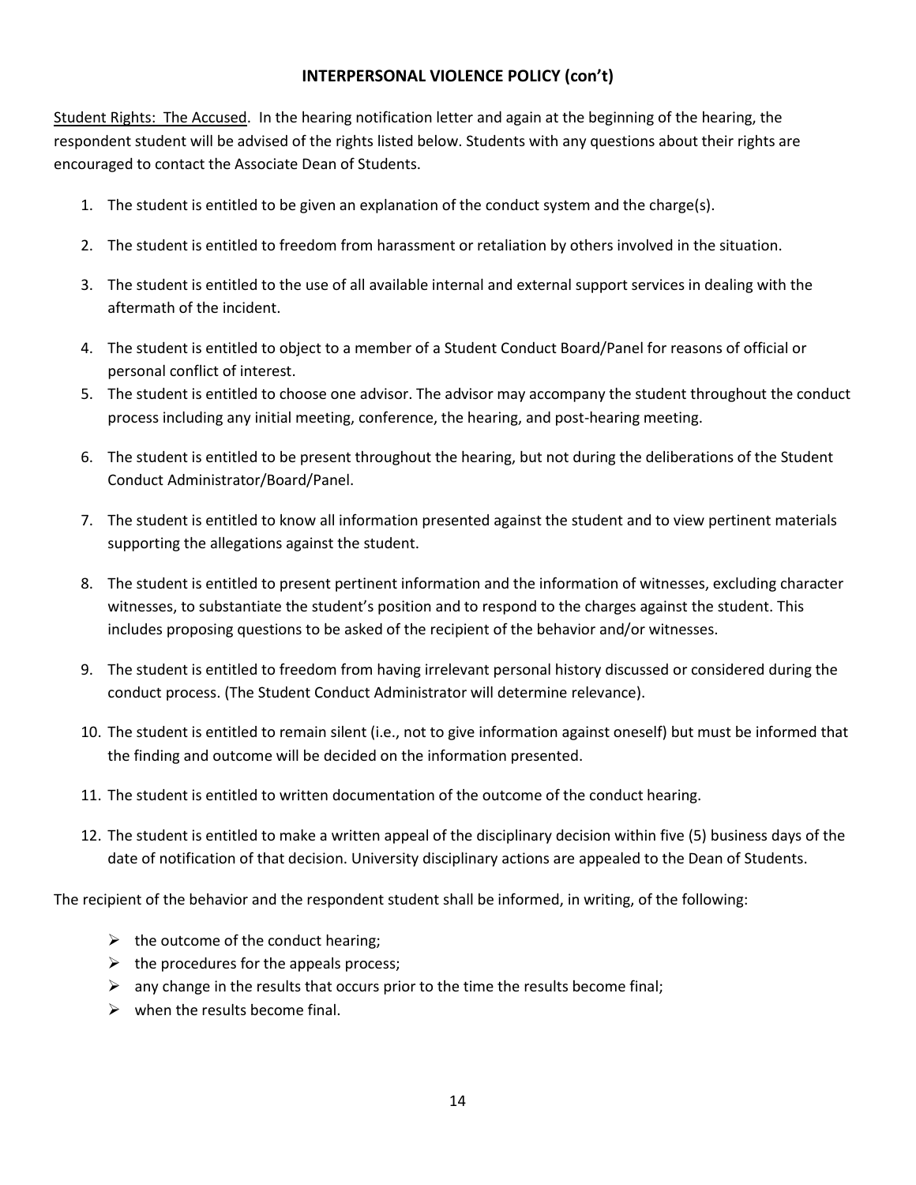## INTERPERSONAL VIOLENCE POLICY (con't)

Student Rights: The Accused. In the hearing notification letter and again at the beginning of the hearing, the respondent student will be advised of the rights listed below. Students with any questions about their rights are encouraged to contact the Associate Dean of Students.

1. The student is entitled to be given an explanation of the conduct system and the charge(s).
2. The student is entitled to freedom from harassment or retaliation by others involved in the situation.
3. The student is entitled to the use of all available internal and external support services in dealing with the aftermath of the incident.
4. The student is entitled to object to a member of a Student Conduct Board/Panel for reasons of official or personal conflict of interest.
5. The student is entitled to choose one advisor. The advisor may accompany the student throughout the conduct process including any initial meeting, conference, the hearing, and post-hearing meeting.
6. The student is entitled to be present throughout the hearing, but not during the deliberations of the Student Conduct Administrator/Board/Panel.
7. The student is entitled to know all information presented against the student and to view pertinent materials supporting the allegations against the student.
8. The student is entitled to present pertinent information and the information of witnesses, excluding character witnesses, to substantiate the student's position and to respond to the charges against the student. This includes proposing questions to be asked of the recipient of the behavior and/or witnesses.
9. The student is entitled to freedom from having irrelevant personal history discussed or considered during the conduct process. (The Student Conduct Administrator will determine relevance).
10. The student is entitled to remain silent (i.e., not to give information against oneself) but must be informed that the finding and outcome will be decided on the information presented.
11. The student is entitled to written documentation of the outcome of the conduct hearing.
12. The student is entitled to make a written appeal of the disciplinary decision within five (5) business days of the date of notification of that decision. University disciplinary actions are appealed to the Dean of Students.

The recipient of the behavior and the respondent student shall be informed, in writing, of the following:

- the outcome of the conduct hearing;
- the procedures for the appeals process;
- any change in the results that occurs prior to the time the results become final;
- when the results become final.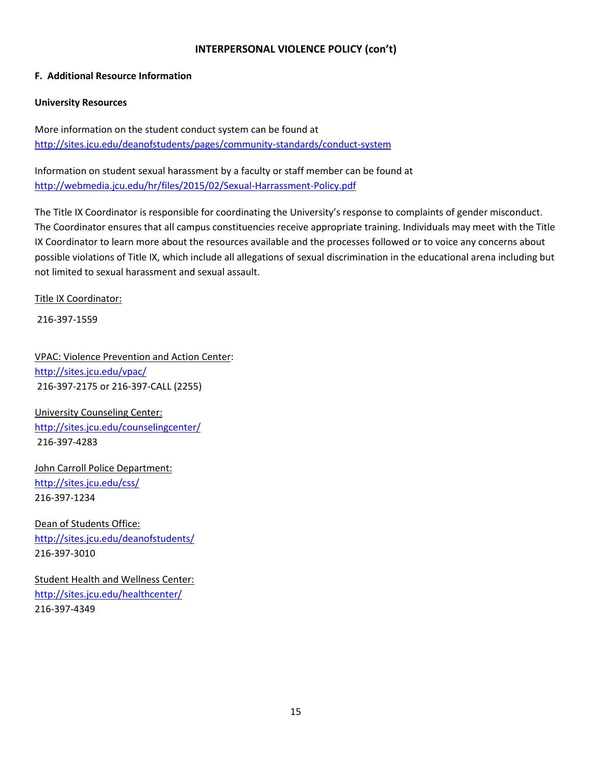## INTERPERSONAL VIOLENCE POLICY (con't)

### F. Additional Resource Information

**University Resources**

More information on the student conduct system can be found at
http://sites.jcu.edu/deanofstudents/pages/community-standards/conduct-system

Information on student sexual harassment by a faculty or staff member can be found at
http://webmedia.jcu.edu/hr/files/2015/02/Sexual-Harrassment-Policy.pdf

The Title IX Coordinator is responsible for coordinating the University's response to complaints of gender misconduct. The Coordinator ensures that all campus constituencies receive appropriate training. Individuals may meet with the Title IX Coordinator to learn more about the resources available and the processes followed or to voice any concerns about possible violations of Title IX, which include all allegations of sexual discrimination in the educational arena including but not limited to sexual harassment and sexual assault.

Title IX Coordinator:

216-397-1559

VPAC: Violence Prevention and Action Center:
http://sites.jcu.edu/vpac/
216-397-2175 or 216-397-CALL (2255)

University Counseling Center:
http://sites.jcu.edu/counselingcenter/
216-397-4283

John Carroll Police Department:
http://sites.jcu.edu/css/
216-397-1234

Dean of Students Office:
http://sites.jcu.edu/deanofstudents/
216-397-3010

Student Health and Wellness Center:
http://sites.jcu.edu/healthcenter/
216-397-4349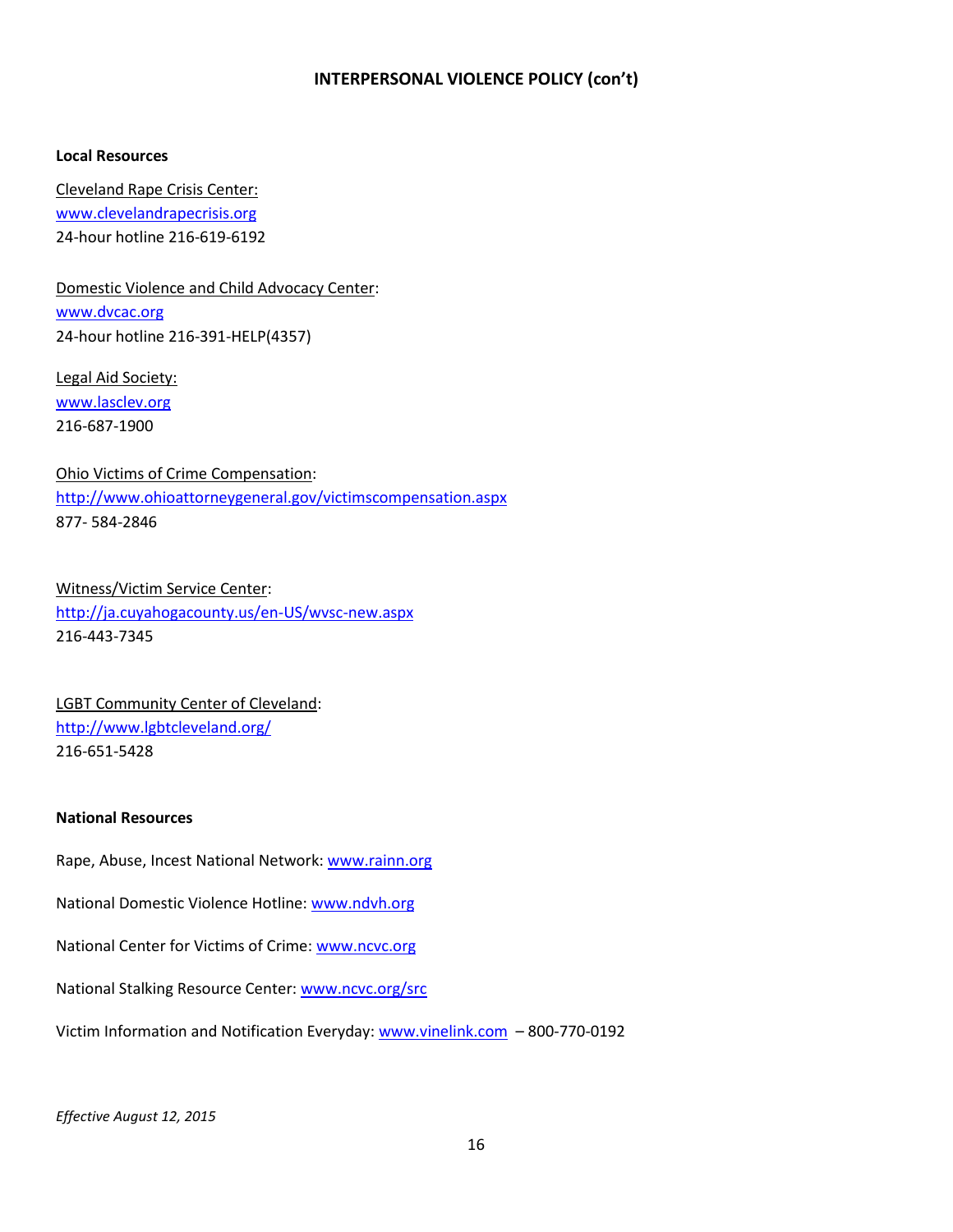## INTERPERSONAL VIOLENCE POLICY (con't)

### Local Resources

Cleveland Rape Crisis Center:
www.clevelandrapecrisis.org
24-hour hotline 216-619-6192

Domestic Violence and Child Advocacy Center:
www.dvcac.org
24-hour hotline 216-391-HELP(4357)

Legal Aid Society:
www.lasclev.org
216-687-1900

Ohio Victims of Crime Compensation:
http://www.ohioattorneygeneral.gov/victimscompensation.aspx
877- 584-2846

Witness/Victim Service Center:
http://ja.cuyahogacounty.us/en-US/wvsc-new.aspx
216-443-7345

LGBT Community Center of Cleveland:
http://www.lgbtcleveland.org/
216-651-5428

### National Resources

Rape, Abuse, Incest National Network: www.rainn.org

National Domestic Violence Hotline: www.ndvh.org

National Center for Victims of Crime: www.ncvc.org

National Stalking Resource Center: www.ncvc.org/src

Victim Information and Notification Everyday: www.vinelink.com – 800-770-0192

*Effective August 12, 2015*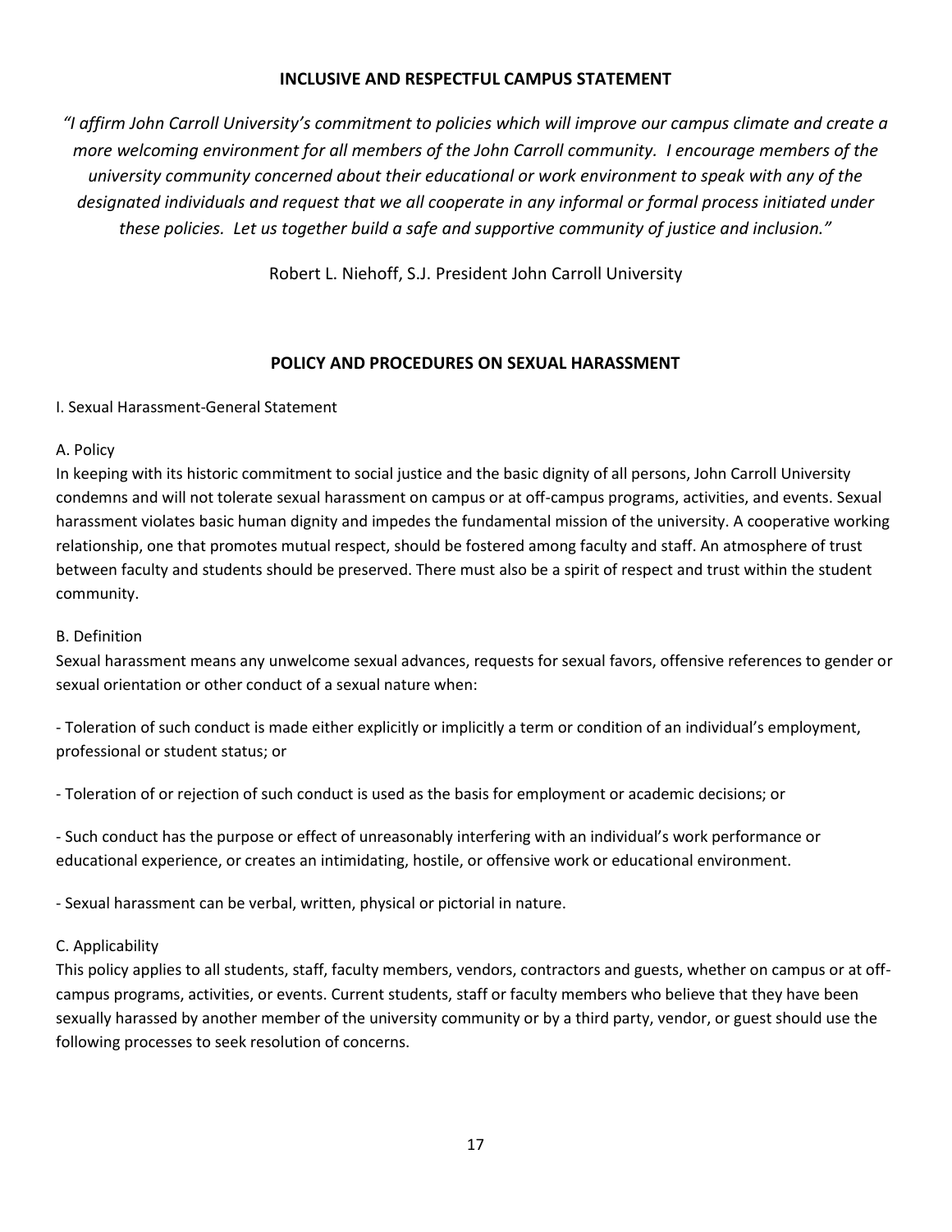## INCLUSIVE AND RESPECTFUL CAMPUS STATEMENT

*"I affirm John Carroll University's commitment to policies which will improve our campus climate and create a more welcoming environment for all members of the John Carroll community. I encourage members of the university community concerned about their educational or work environment to speak with any of the designated individuals and request that we all cooperate in any informal or formal process initiated under these policies. Let us together build a safe and supportive community of justice and inclusion."*

Robert L. Niehoff, S.J. President John Carroll University

## POLICY AND PROCEDURES ON SEXUAL HARASSMENT

I. Sexual Harassment-General Statement

A. Policy

In keeping with its historic commitment to social justice and the basic dignity of all persons, John Carroll University condemns and will not tolerate sexual harassment on campus or at off-campus programs, activities, and events. Sexual harassment violates basic human dignity and impedes the fundamental mission of the university. A cooperative working relationship, one that promotes mutual respect, should be fostered among faculty and staff. An atmosphere of trust between faculty and students should be preserved. There must also be a spirit of respect and trust within the student community.

B. Definition

Sexual harassment means any unwelcome sexual advances, requests for sexual favors, offensive references to gender or sexual orientation or other conduct of a sexual nature when:

- Toleration of such conduct is made either explicitly or implicitly a term or condition of an individual's employment, professional or student status; or

- Toleration of or rejection of such conduct is used as the basis for employment or academic decisions; or

- Such conduct has the purpose or effect of unreasonably interfering with an individual's work performance or educational experience, or creates an intimidating, hostile, or offensive work or educational environment.

- Sexual harassment can be verbal, written, physical or pictorial in nature.

C. Applicability

This policy applies to all students, staff, faculty members, vendors, contractors and guests, whether on campus or at off-campus programs, activities, or events. Current students, staff or faculty members who believe that they have been sexually harassed by another member of the university community or by a third party, vendor, or guest should use the following processes to seek resolution of concerns.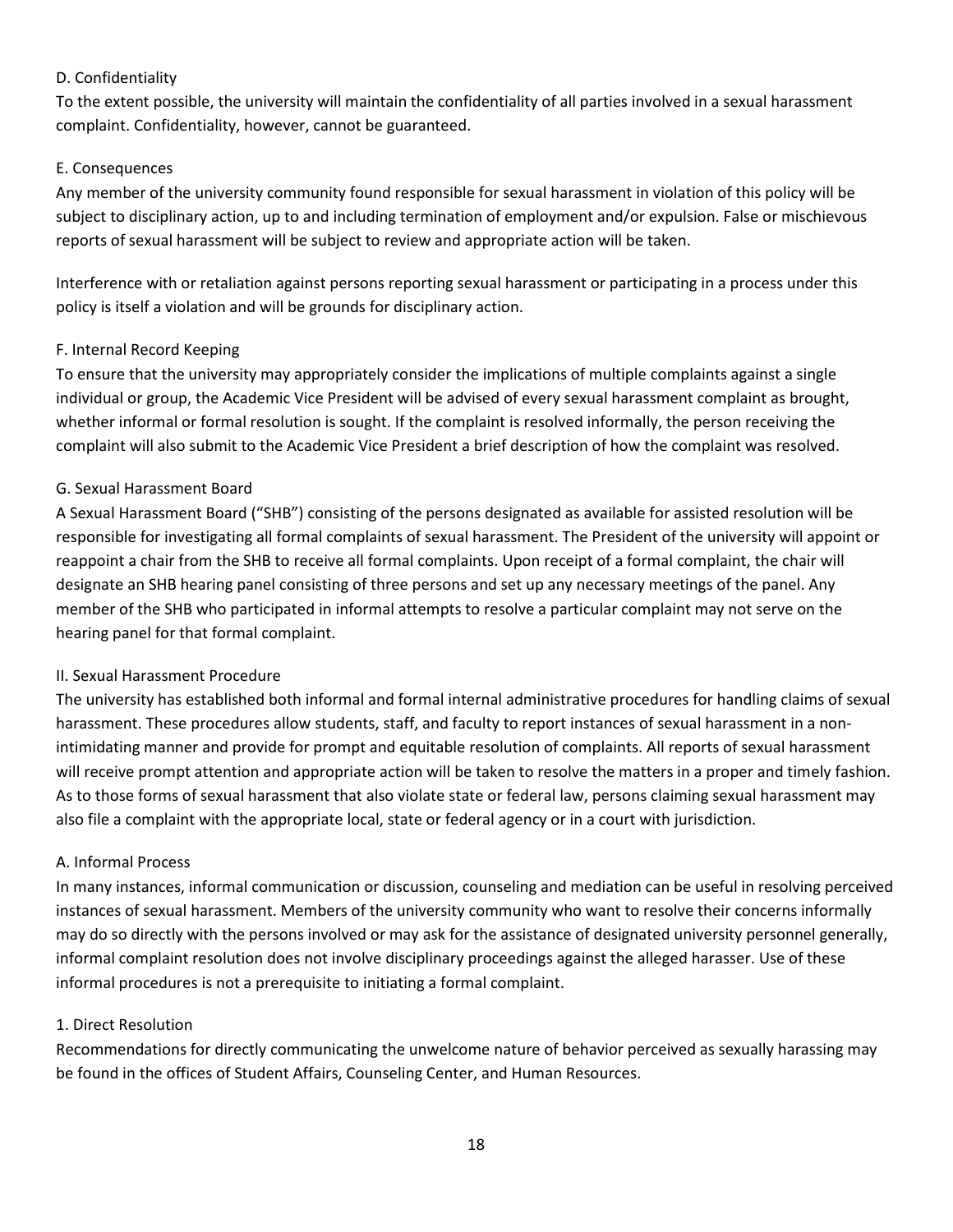### D. Confidentiality

To the extent possible, the university will maintain the confidentiality of all parties involved in a sexual harassment complaint. Confidentiality, however, cannot be guaranteed.

### E. Consequences

Any member of the university community found responsible for sexual harassment in violation of this policy will be subject to disciplinary action, up to and including termination of employment and/or expulsion. False or mischievous reports of sexual harassment will be subject to review and appropriate action will be taken.

Interference with or retaliation against persons reporting sexual harassment or participating in a process under this policy is itself a violation and will be grounds for disciplinary action.

### F. Internal Record Keeping

To ensure that the university may appropriately consider the implications of multiple complaints against a single individual or group, the Academic Vice President will be advised of every sexual harassment complaint as brought, whether informal or formal resolution is sought. If the complaint is resolved informally, the person receiving the complaint will also submit to the Academic Vice President a brief description of how the complaint was resolved.

### G. Sexual Harassment Board

A Sexual Harassment Board ("SHB") consisting of the persons designated as available for assisted resolution will be responsible for investigating all formal complaints of sexual harassment. The President of the university will appoint or reappoint a chair from the SHB to receive all formal complaints. Upon receipt of a formal complaint, the chair will designate an SHB hearing panel consisting of three persons and set up any necessary meetings of the panel. Any member of the SHB who participated in informal attempts to resolve a particular complaint may not serve on the hearing panel for that formal complaint.

## II. Sexual Harassment Procedure

The university has established both informal and formal internal administrative procedures for handling claims of sexual harassment. These procedures allow students, staff, and faculty to report instances of sexual harassment in a non-intimidating manner and provide for prompt and equitable resolution of complaints. All reports of sexual harassment will receive prompt attention and appropriate action will be taken to resolve the matters in a proper and timely fashion. As to those forms of sexual harassment that also violate state or federal law, persons claiming sexual harassment may also file a complaint with the appropriate local, state or federal agency or in a court with jurisdiction.

### A. Informal Process

In many instances, informal communication or discussion, counseling and mediation can be useful in resolving perceived instances of sexual harassment. Members of the university community who want to resolve their concerns informally may do so directly with the persons involved or may ask for the assistance of designated university personnel generally, informal complaint resolution does not involve disciplinary proceedings against the alleged harasser. Use of these informal procedures is not a prerequisite to initiating a formal complaint.

#### 1. Direct Resolution

Recommendations for directly communicating the unwelcome nature of behavior perceived as sexually harassing may be found in the offices of Student Affairs, Counseling Center, and Human Resources.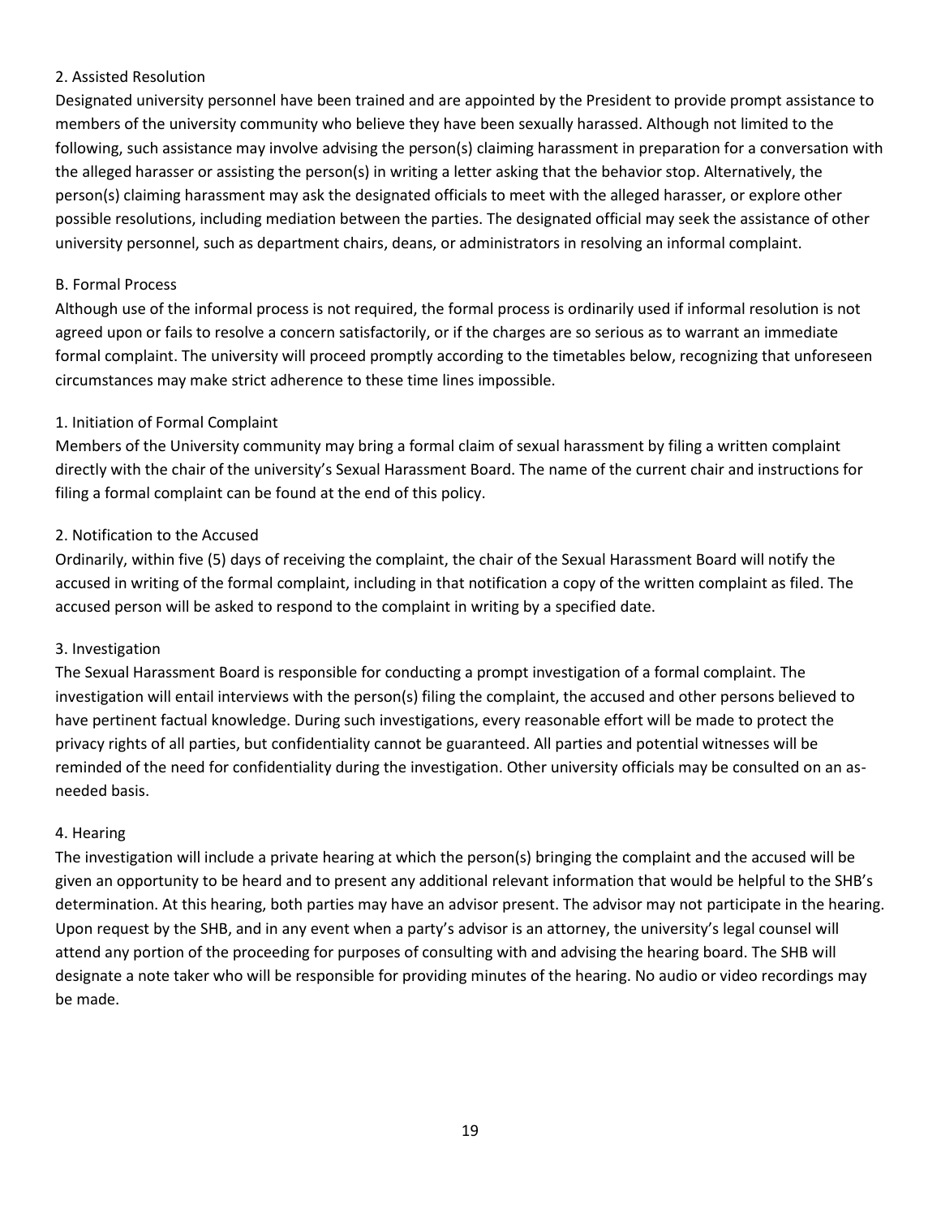### 2. Assisted Resolution

Designated university personnel have been trained and are appointed by the President to provide prompt assistance to members of the university community who believe they have been sexually harassed. Although not limited to the following, such assistance may involve advising the person(s) claiming harassment in preparation for a conversation with the alleged harasser or assisting the person(s) in writing a letter asking that the behavior stop. Alternatively, the person(s) claiming harassment may ask the designated officials to meet with the alleged harasser, or explore other possible resolutions, including mediation between the parties. The designated official may seek the assistance of other university personnel, such as department chairs, deans, or administrators in resolving an informal complaint.

## B. Formal Process

Although use of the informal process is not required, the formal process is ordinarily used if informal resolution is not agreed upon or fails to resolve a concern satisfactorily, or if the charges are so serious as to warrant an immediate formal complaint. The university will proceed promptly according to the timetables below, recognizing that unforeseen circumstances may make strict adherence to these time lines impossible.

### 1. Initiation of Formal Complaint

Members of the University community may bring a formal claim of sexual harassment by filing a written complaint directly with the chair of the university's Sexual Harassment Board. The name of the current chair and instructions for filing a formal complaint can be found at the end of this policy.

### 2. Notification to the Accused

Ordinarily, within five (5) days of receiving the complaint, the chair of the Sexual Harassment Board will notify the accused in writing of the formal complaint, including in that notification a copy of the written complaint as filed. The accused person will be asked to respond to the complaint in writing by a specified date.

### 3. Investigation

The Sexual Harassment Board is responsible for conducting a prompt investigation of a formal complaint. The investigation will entail interviews with the person(s) filing the complaint, the accused and other persons believed to have pertinent factual knowledge. During such investigations, every reasonable effort will be made to protect the privacy rights of all parties, but confidentiality cannot be guaranteed. All parties and potential witnesses will be reminded of the need for confidentiality during the investigation. Other university officials may be consulted on an as-needed basis.

### 4. Hearing

The investigation will include a private hearing at which the person(s) bringing the complaint and the accused will be given an opportunity to be heard and to present any additional relevant information that would be helpful to the SHB's determination. At this hearing, both parties may have an advisor present. The advisor may not participate in the hearing. Upon request by the SHB, and in any event when a party's advisor is an attorney, the university's legal counsel will attend any portion of the proceeding for purposes of consulting with and advising the hearing board. The SHB will designate a note taker who will be responsible for providing minutes of the hearing. No audio or video recordings may be made.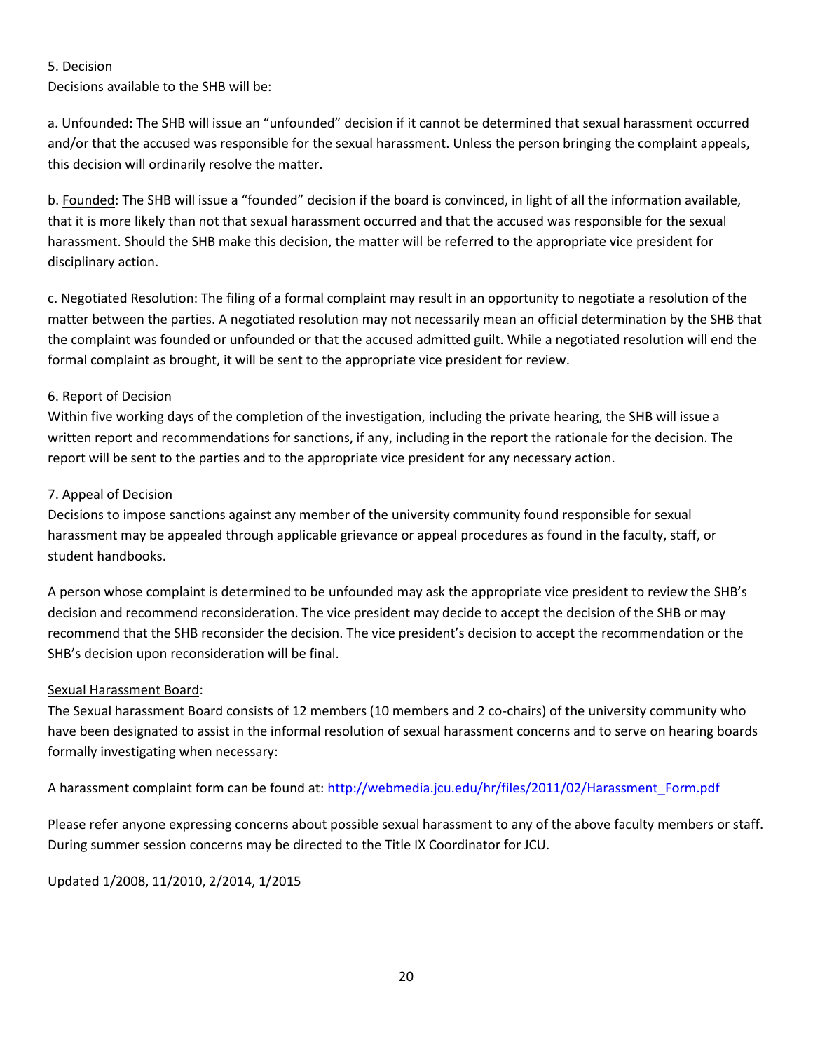5. Decision

Decisions available to the SHB will be:

a. Unfounded: The SHB will issue an "unfounded" decision if it cannot be determined that sexual harassment occurred and/or that the accused was responsible for the sexual harassment. Unless the person bringing the complaint appeals, this decision will ordinarily resolve the matter.

b. Founded: The SHB will issue a "founded" decision if the board is convinced, in light of all the information available, that it is more likely than not that sexual harassment occurred and that the accused was responsible for the sexual harassment. Should the SHB make this decision, the matter will be referred to the appropriate vice president for disciplinary action.

c. Negotiated Resolution: The filing of a formal complaint may result in an opportunity to negotiate a resolution of the matter between the parties. A negotiated resolution may not necessarily mean an official determination by the SHB that the complaint was founded or unfounded or that the accused admitted guilt. While a negotiated resolution will end the formal complaint as brought, it will be sent to the appropriate vice president for review.

6. Report of Decision

Within five working days of the completion of the investigation, including the private hearing, the SHB will issue a written report and recommendations for sanctions, if any, including in the report the rationale for the decision. The report will be sent to the parties and to the appropriate vice president for any necessary action.

7. Appeal of Decision

Decisions to impose sanctions against any member of the university community found responsible for sexual harassment may be appealed through applicable grievance or appeal procedures as found in the faculty, staff, or student handbooks.

A person whose complaint is determined to be unfounded may ask the appropriate vice president to review the SHB's decision and recommend reconsideration. The vice president may decide to accept the decision of the SHB or may recommend that the SHB reconsider the decision. The vice president's decision to accept the recommendation or the SHB's decision upon reconsideration will be final.

Sexual Harassment Board:

The Sexual harassment Board consists of 12 members (10 members and 2 co-chairs) of the university community who have been designated to assist in the informal resolution of sexual harassment concerns and to serve on hearing boards formally investigating when necessary:

A harassment complaint form can be found at: [http://webmedia.jcu.edu/hr/files/2011/02/Harassment_Form.pdf](http://webmedia.jcu.edu/hr/files/2011/02/Harassment_Form.pdf)

Please refer anyone expressing concerns about possible sexual harassment to any of the above faculty members or staff. During summer session concerns may be directed to the Title IX Coordinator for JCU.

Updated 1/2008, 11/2010, 2/2014, 1/2015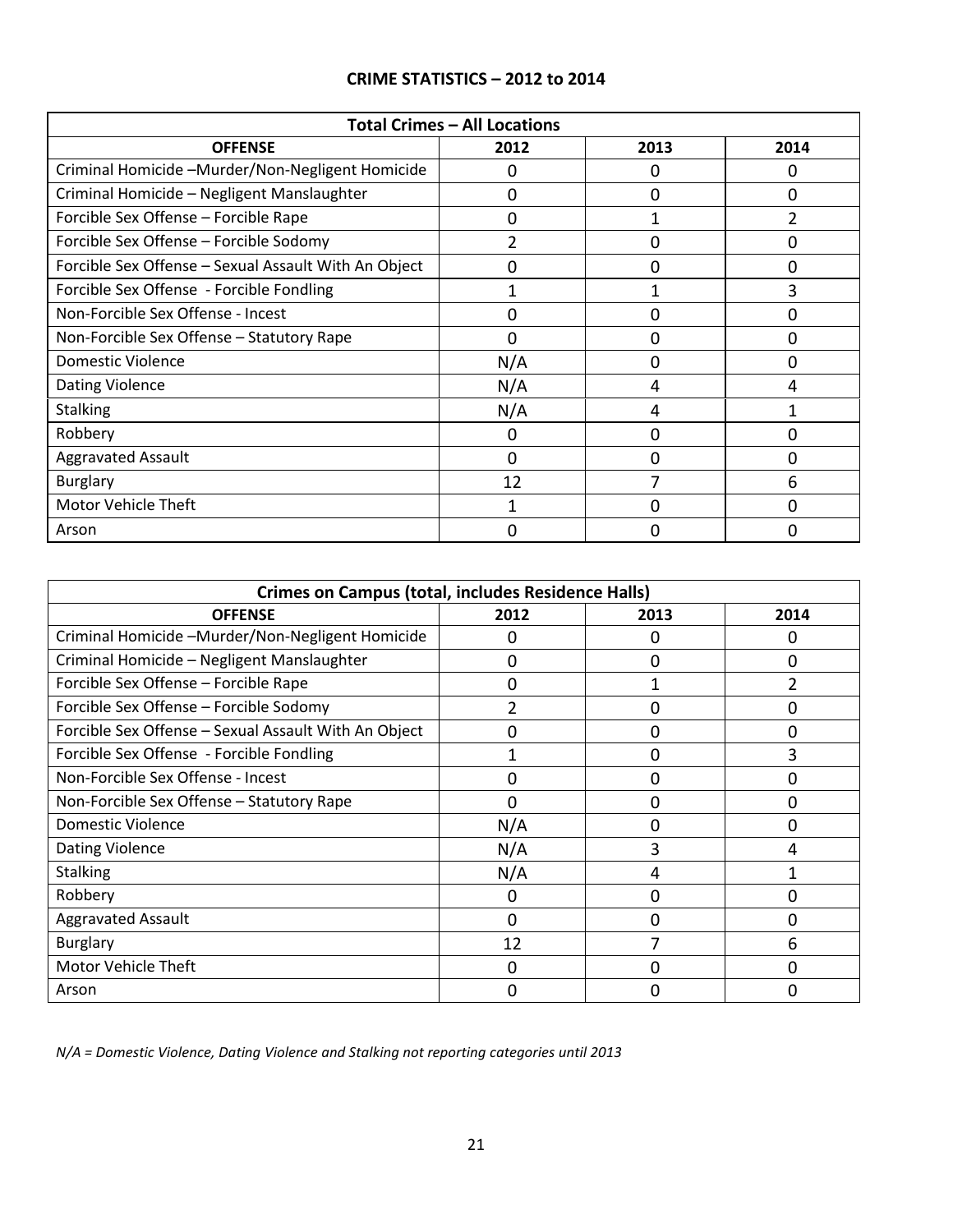## CRIME STATISTICS – 2012 to 2014

| Total Crimes – All Locations | | | |
|---|---|---|---|
| **OFFENSE** | **2012** | **2013** | **2014** |
| Criminal Homicide –Murder/Non-Negligent Homicide | 0 | 0 | 0 |
| Criminal Homicide – Negligent Manslaughter | 0 | 0 | 0 |
| Forcible Sex Offense – Forcible Rape | 0 | 1 | 2 |
| Forcible Sex Offense – Forcible Sodomy | 2 | 0 | 0 |
| Forcible Sex Offense – Sexual Assault With An Object | 0 | 0 | 0 |
| Forcible Sex Offense - Forcible Fondling | 1 | 1 | 3 |
| Non-Forcible Sex Offense - Incest | 0 | 0 | 0 |
| Non-Forcible Sex Offense – Statutory Rape | 0 | 0 | 0 |
| Domestic Violence | N/A | 0 | 0 |
| Dating Violence | N/A | 4 | 4 |
| Stalking | N/A | 4 | 1 |
| Robbery | 0 | 0 | 0 |
| Aggravated Assault | 0 | 0 | 0 |
| Burglary | 12 | 7 | 6 |
| Motor Vehicle Theft | 1 | 0 | 0 |
| Arson | 0 | 0 | 0 |

| Crimes on Campus (total, includes Residence Halls) | | | |
|---|---|---|---|
| **OFFENSE** | **2012** | **2013** | **2014** |
| Criminal Homicide –Murder/Non-Negligent Homicide | 0 | 0 | 0 |
| Criminal Homicide – Negligent Manslaughter | 0 | 0 | 0 |
| Forcible Sex Offense – Forcible Rape | 0 | 1 | 2 |
| Forcible Sex Offense – Forcible Sodomy | 2 | 0 | 0 |
| Forcible Sex Offense – Sexual Assault With An Object | 0 | 0 | 0 |
| Forcible Sex Offense - Forcible Fondling | 1 | 0 | 3 |
| Non-Forcible Sex Offense - Incest | 0 | 0 | 0 |
| Non-Forcible Sex Offense – Statutory Rape | 0 | 0 | 0 |
| Domestic Violence | N/A | 0 | 0 |
| Dating Violence | N/A | 3 | 4 |
| Stalking | N/A | 4 | 1 |
| Robbery | 0 | 0 | 0 |
| Aggravated Assault | 0 | 0 | 0 |
| Burglary | 12 | 7 | 6 |
| Motor Vehicle Theft | 0 | 0 | 0 |
| Arson | 0 | 0 | 0 |

*N/A = Domestic Violence, Dating Violence and Stalking not reporting categories until 2013*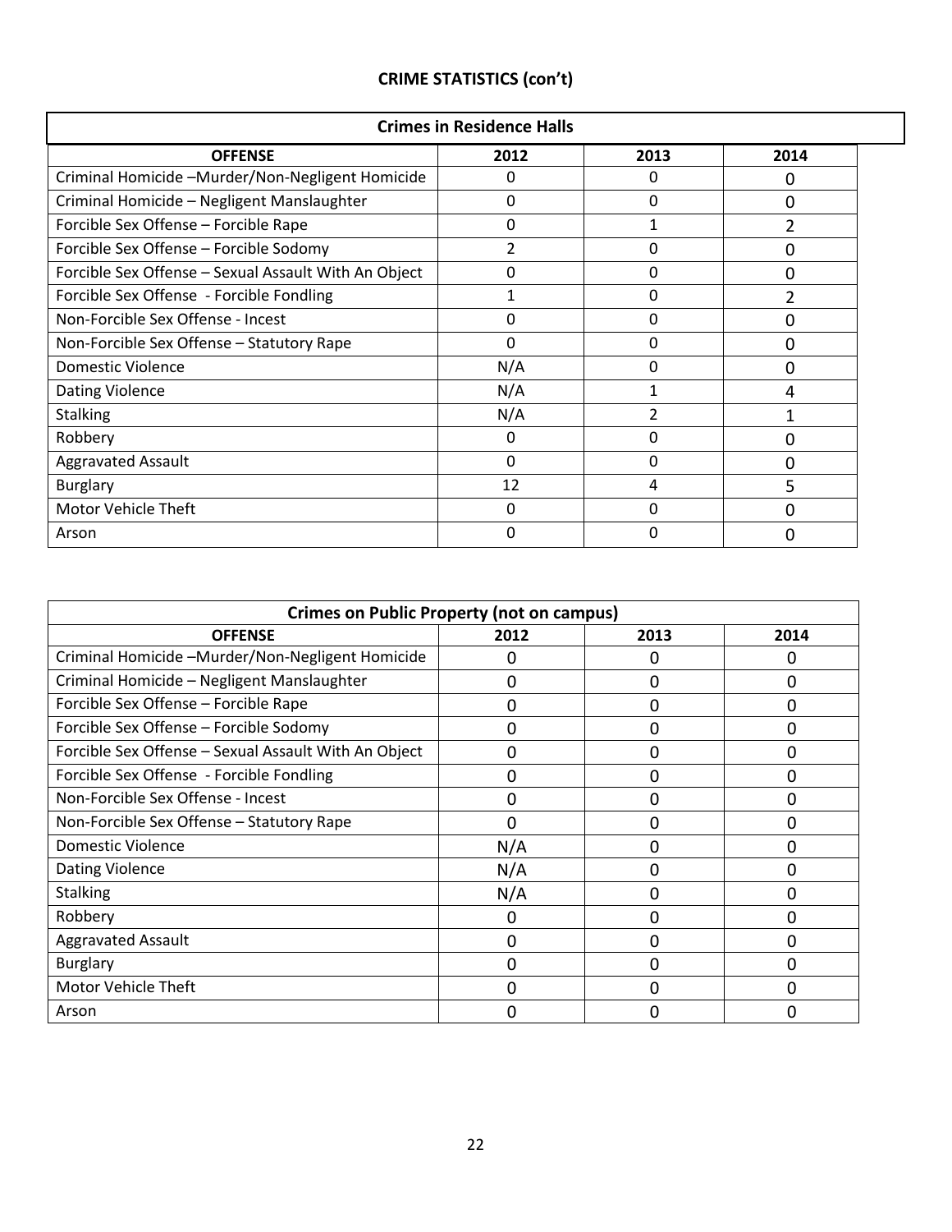## CRIME STATISTICS (con't)

| Crimes in Residence Halls | | | |
|---|---|---|---|
| **OFFENSE** | **2012** | **2013** | **2014** |
| Criminal Homicide –Murder/Non-Negligent Homicide | 0 | 0 | 0 |
| Criminal Homicide – Negligent Manslaughter | 0 | 0 | 0 |
| Forcible Sex Offense – Forcible Rape | 0 | 1 | 2 |
| Forcible Sex Offense – Forcible Sodomy | 2 | 0 | 0 |
| Forcible Sex Offense – Sexual Assault With An Object | 0 | 0 | 0 |
| Forcible Sex Offense - Forcible Fondling | 1 | 0 | 2 |
| Non-Forcible Sex Offense - Incest | 0 | 0 | 0 |
| Non-Forcible Sex Offense – Statutory Rape | 0 | 0 | 0 |
| Domestic Violence | N/A | 0 | 0 |
| Dating Violence | N/A | 1 | 4 |
| Stalking | N/A | 2 | 1 |
| Robbery | 0 | 0 | 0 |
| Aggravated Assault | 0 | 0 | 0 |
| Burglary | 12 | 4 | 5 |
| Motor Vehicle Theft | 0 | 0 | 0 |
| Arson | 0 | 0 | 0 |

| Crimes on Public Property (not on campus) | | | |
|---|---|---|---|
| **OFFENSE** | **2012** | **2013** | **2014** |
| Criminal Homicide –Murder/Non-Negligent Homicide | 0 | 0 | 0 |
| Criminal Homicide – Negligent Manslaughter | 0 | 0 | 0 |
| Forcible Sex Offense – Forcible Rape | 0 | 0 | 0 |
| Forcible Sex Offense – Forcible Sodomy | 0 | 0 | 0 |
| Forcible Sex Offense – Sexual Assault With An Object | 0 | 0 | 0 |
| Forcible Sex Offense - Forcible Fondling | 0 | 0 | 0 |
| Non-Forcible Sex Offense - Incest | 0 | 0 | 0 |
| Non-Forcible Sex Offense – Statutory Rape | 0 | 0 | 0 |
| Domestic Violence | N/A | 0 | 0 |
| Dating Violence | N/A | 0 | 0 |
| Stalking | N/A | 0 | 0 |
| Robbery | 0 | 0 | 0 |
| Aggravated Assault | 0 | 0 | 0 |
| Burglary | 0 | 0 | 0 |
| Motor Vehicle Theft | 0 | 0 | 0 |
| Arson | 0 | 0 | 0 |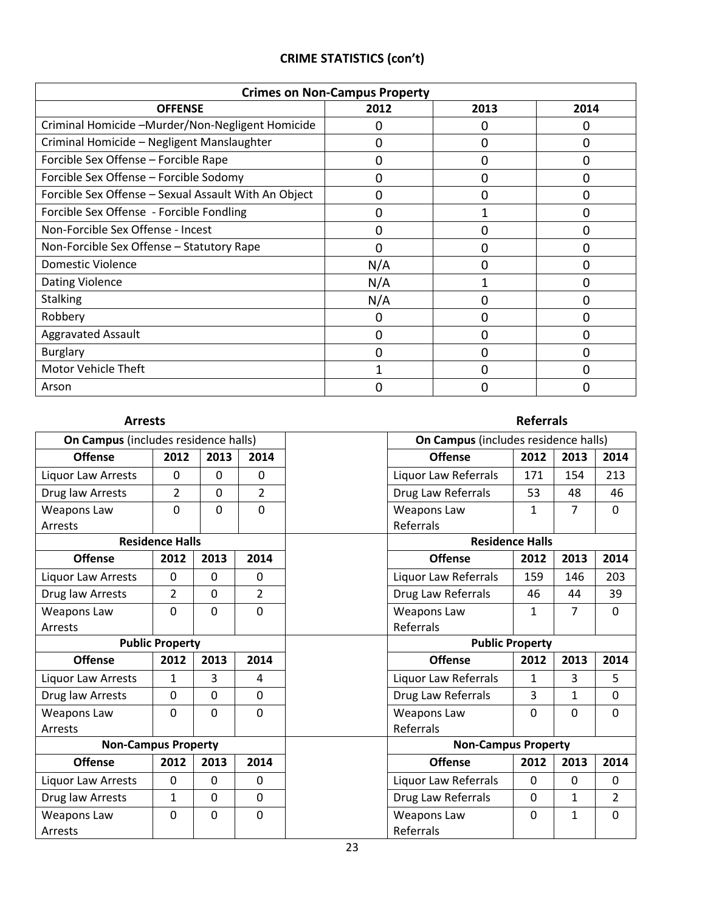## CRIME STATISTICS (con't)

| Crimes on Non-Campus Property | | | |
|---|---|---|---|
| **OFFENSE** | **2012** | **2013** | **2014** |
| Criminal Homicide –Murder/Non-Negligent Homicide | 0 | 0 | 0 |
| Criminal Homicide – Negligent Manslaughter | 0 | 0 | 0 |
| Forcible Sex Offense – Forcible Rape | 0 | 0 | 0 |
| Forcible Sex Offense – Forcible Sodomy | 0 | 0 | 0 |
| Forcible Sex Offense – Sexual Assault With An Object | 0 | 0 | 0 |
| Forcible Sex Offense - Forcible Fondling | 0 | 1 | 0 |
| Non-Forcible Sex Offense - Incest | 0 | 0 | 0 |
| Non-Forcible Sex Offense – Statutory Rape | 0 | 0 | 0 |
| Domestic Violence | N/A | 0 | 0 |
| Dating Violence | N/A | 1 | 0 |
| Stalking | N/A | 0 | 0 |
| Robbery | 0 | 0 | 0 |
| Aggravated Assault | 0 | 0 | 0 |
| Burglary | 0 | 0 | 0 |
| Motor Vehicle Theft | 1 | 0 | 0 |
| Arson | 0 | 0 | 0 |

### Arrests

| **On Campus** (includes residence halls) | | | |
|---|---|---|---|
| **Offense** | **2012** | **2013** | **2014** |
| Liquor Law Arrests | 0 | 0 | 0 |
| Drug law Arrests | 2 | 0 | 2 |
| Weapons Law Arrests | 0 | 0 | 0 |
| **Residence Halls** | | | |
| **Offense** | **2012** | **2013** | **2014** |
| Liquor Law Arrests | 0 | 0 | 0 |
| Drug law Arrests | 2 | 0 | 2 |
| Weapons Law Arrests | 0 | 0 | 0 |
| **Public Property** | | | |
| **Offense** | **2012** | **2013** | **2014** |
| Liquor Law Arrests | 1 | 3 | 4 |
| Drug law Arrests | 0 | 0 | 0 |
| Weapons Law Arrests | 0 | 0 | 0 |
| **Non-Campus Property** | | | |
| **Offense** | **2012** | **2013** | **2014** |
| Liquor Law Arrests | 0 | 0 | 0 |
| Drug law Arrests | 1 | 0 | 0 |
| Weapons Law Arrests | 0 | 0 | 0 |

### Referrals

| **On Campus** (includes residence halls) | | | |
|---|---|---|---|
| **Offense** | **2012** | **2013** | **2014** |
| Liquor Law Referrals | 171 | 154 | 213 |
| Drug Law Referrals | 53 | 48 | 46 |
| Weapons Law Referrals | 1 | 7 | 0 |
| **Residence Halls** | | | |
| **Offense** | **2012** | **2013** | **2014** |
| Liquor Law Referrals | 159 | 146 | 203 |
| Drug Law Referrals | 46 | 44 | 39 |
| Weapons Law Referrals | 1 | 7 | 0 |
| **Public Property** | | | |
| **Offense** | **2012** | **2013** | **2014** |
| Liquor Law Referrals | 1 | 3 | 5 |
| Drug Law Referrals | 3 | 1 | 0 |
| Weapons Law Referrals | 0 | 0 | 0 |
| **Non-Campus Property** | | | |
| **Offense** | **2012** | **2013** | **2014** |
| Liquor Law Referrals | 0 | 0 | 0 |
| Drug Law Referrals | 0 | 1 | 2 |
| Weapons Law Referrals | 0 | 1 | 0 |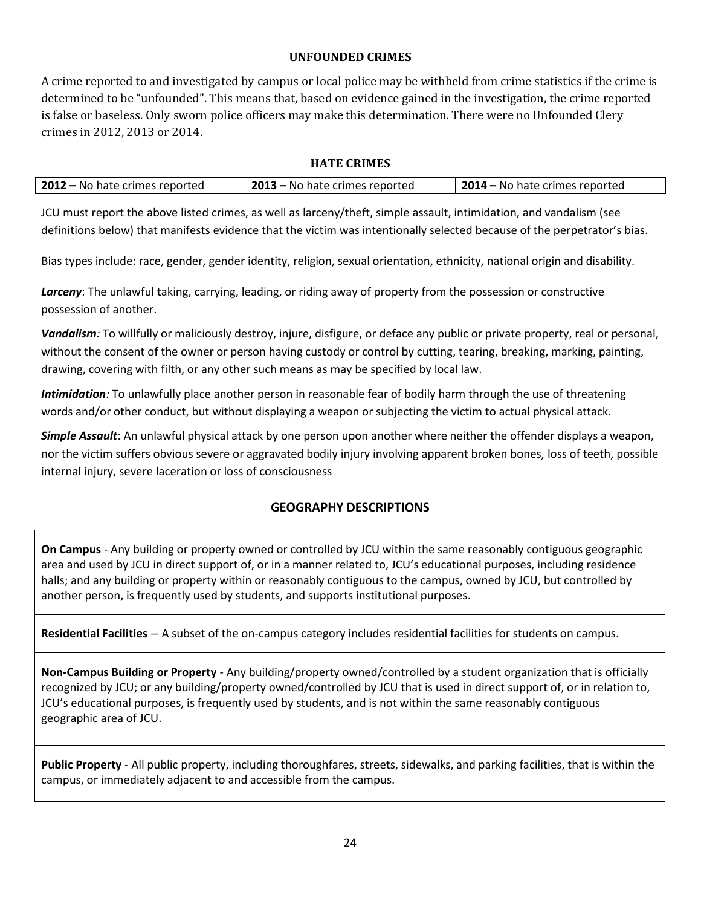## UNFOUNDED CRIMES

A crime reported to and investigated by campus or local police may be withheld from crime statistics if the crime is determined to be "unfounded". This means that, based on evidence gained in the investigation, the crime reported is false or baseless. Only sworn police officers may make this determination. There were no Unfounded Clery crimes in 2012, 2013 or 2014.

## HATE CRIMES

| **2012 –** No hate crimes reported | **2013 –** No hate crimes reported | **2014 –** No hate crimes reported |
|---|---|---|

JCU must report the above listed crimes, as well as larceny/theft, simple assault, intimidation, and vandalism (see definitions below) that manifests evidence that the victim was intentionally selected because of the perpetrator's bias.

Bias types include: race, gender, gender identity, religion, sexual orientation, ethnicity, national origin and disability.

***Larceny***: The unlawful taking, carrying, leading, or riding away of property from the possession or constructive possession of another.

***Vandalism****:* To willfully or maliciously destroy, injure, disfigure, or deface any public or private property, real or personal, without the consent of the owner or person having custody or control by cutting, tearing, breaking, marking, painting, drawing, covering with filth, or any other such means as may be specified by local law.

***Intimidation****:* To unlawfully place another person in reasonable fear of bodily harm through the use of threatening words and/or other conduct, but without displaying a weapon or subjecting the victim to actual physical attack.

***Simple Assault***: An unlawful physical attack by one person upon another where neither the offender displays a weapon, nor the victim suffers obvious severe or aggravated bodily injury involving apparent broken bones, loss of teeth, possible internal injury, severe laceration or loss of consciousness

## GEOGRAPHY DESCRIPTIONS

**On Campus** - Any building or property owned or controlled by JCU within the same reasonably contiguous geographic area and used by JCU in direct support of, or in a manner related to, JCU's educational purposes, including residence halls; and any building or property within or reasonably contiguous to the campus, owned by JCU, but controlled by another person, is frequently used by students, and supports institutional purposes.

**Residential Facilities** – A subset of the on-campus category includes residential facilities for students on campus.

**Non-Campus Building or Property** - Any building/property owned/controlled by a student organization that is officially recognized by JCU; or any building/property owned/controlled by JCU that is used in direct support of, or in relation to, JCU's educational purposes, is frequently used by students, and is not within the same reasonably contiguous geographic area of JCU.

**Public Property** - All public property, including thoroughfares, streets, sidewalks, and parking facilities, that is within the campus, or immediately adjacent to and accessible from the campus.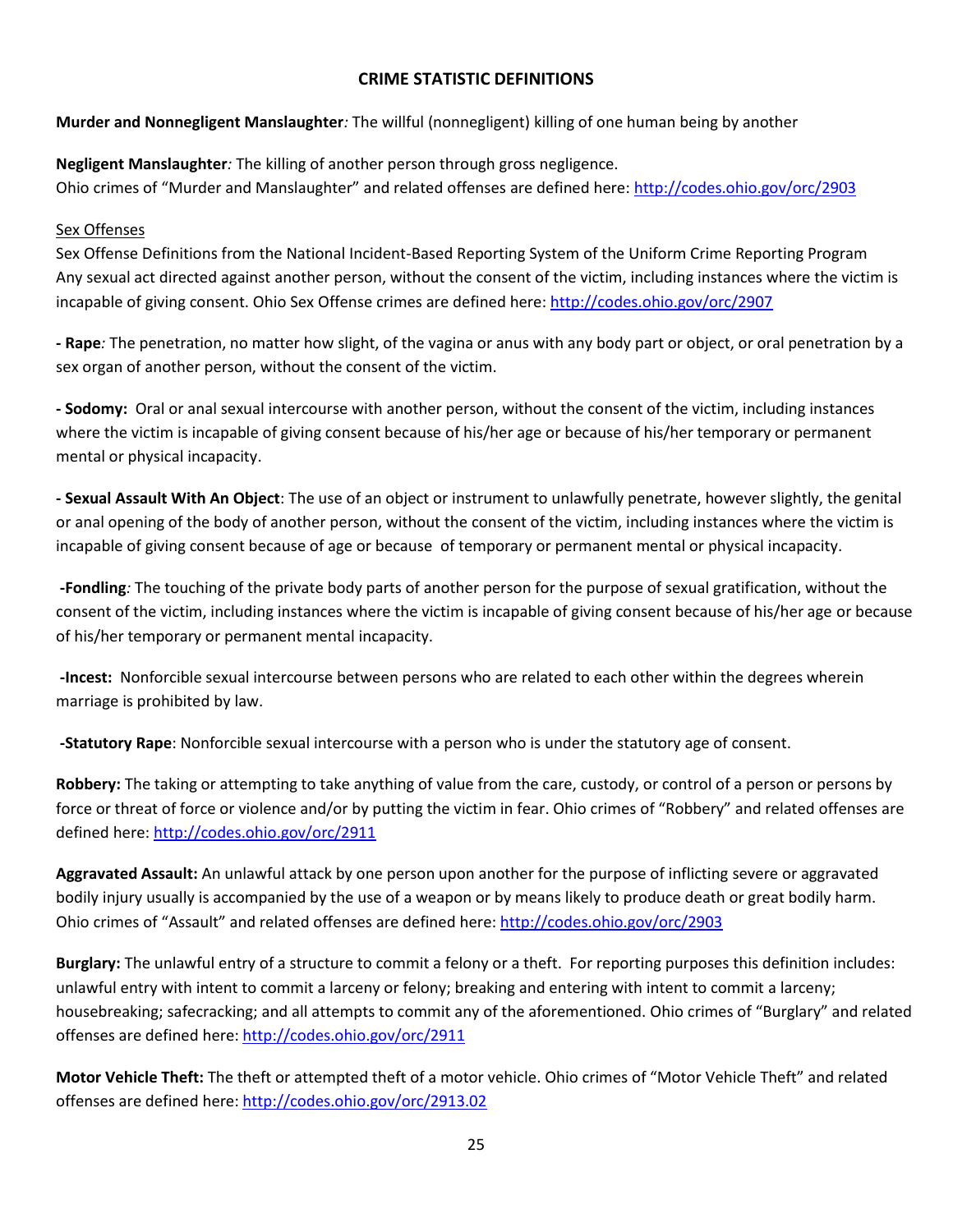## CRIME STATISTIC DEFINITIONS

**Murder and Nonnegligent Manslaughter***:* The willful (nonnegligent) killing of one human being by another

**Negligent Manslaughter***:* The killing of another person through gross negligence.
Ohio crimes of "Murder and Manslaughter" and related offenses are defined here: http://codes.ohio.gov/orc/2903

Sex Offenses
Sex Offense Definitions from the National Incident-Based Reporting System of the Uniform Crime Reporting Program
Any sexual act directed against another person, without the consent of the victim, including instances where the victim is incapable of giving consent. Ohio Sex Offense crimes are defined here: http://codes.ohio.gov/orc/2907

**- Rape***:* The penetration, no matter how slight, of the vagina or anus with any body part or object, or oral penetration by a sex organ of another person, without the consent of the victim.

**- Sodomy:** Oral or anal sexual intercourse with another person, without the consent of the victim, including instances where the victim is incapable of giving consent because of his/her age or because of his/her temporary or permanent mental or physical incapacity.

**- Sexual Assault With An Object**: The use of an object or instrument to unlawfully penetrate, however slightly, the genital or anal opening of the body of another person, without the consent of the victim, including instances where the victim is incapable of giving consent because of age or because of temporary or permanent mental or physical incapacity.

**-Fondling***:* The touching of the private body parts of another person for the purpose of sexual gratification, without the consent of the victim, including instances where the victim is incapable of giving consent because of his/her age or because of his/her temporary or permanent mental incapacity.

**-Incest:** Nonforcible sexual intercourse between persons who are related to each other within the degrees wherein marriage is prohibited by law.

**-Statutory Rape**: Nonforcible sexual intercourse with a person who is under the statutory age of consent.

**Robbery:** The taking or attempting to take anything of value from the care, custody, or control of a person or persons by force or threat of force or violence and/or by putting the victim in fear. Ohio crimes of "Robbery" and related offenses are defined here: http://codes.ohio.gov/orc/2911

**Aggravated Assault:** An unlawful attack by one person upon another for the purpose of inflicting severe or aggravated bodily injury usually is accompanied by the use of a weapon or by means likely to produce death or great bodily harm. Ohio crimes of "Assault" and related offenses are defined here: http://codes.ohio.gov/orc/2903

**Burglary:** The unlawful entry of a structure to commit a felony or a theft. For reporting purposes this definition includes: unlawful entry with intent to commit a larceny or felony; breaking and entering with intent to commit a larceny; housebreaking; safecracking; and all attempts to commit any of the aforementioned. Ohio crimes of "Burglary" and related offenses are defined here: http://codes.ohio.gov/orc/2911

**Motor Vehicle Theft:** The theft or attempted theft of a motor vehicle. Ohio crimes of "Motor Vehicle Theft" and related offenses are defined here: http://codes.ohio.gov/orc/2913.02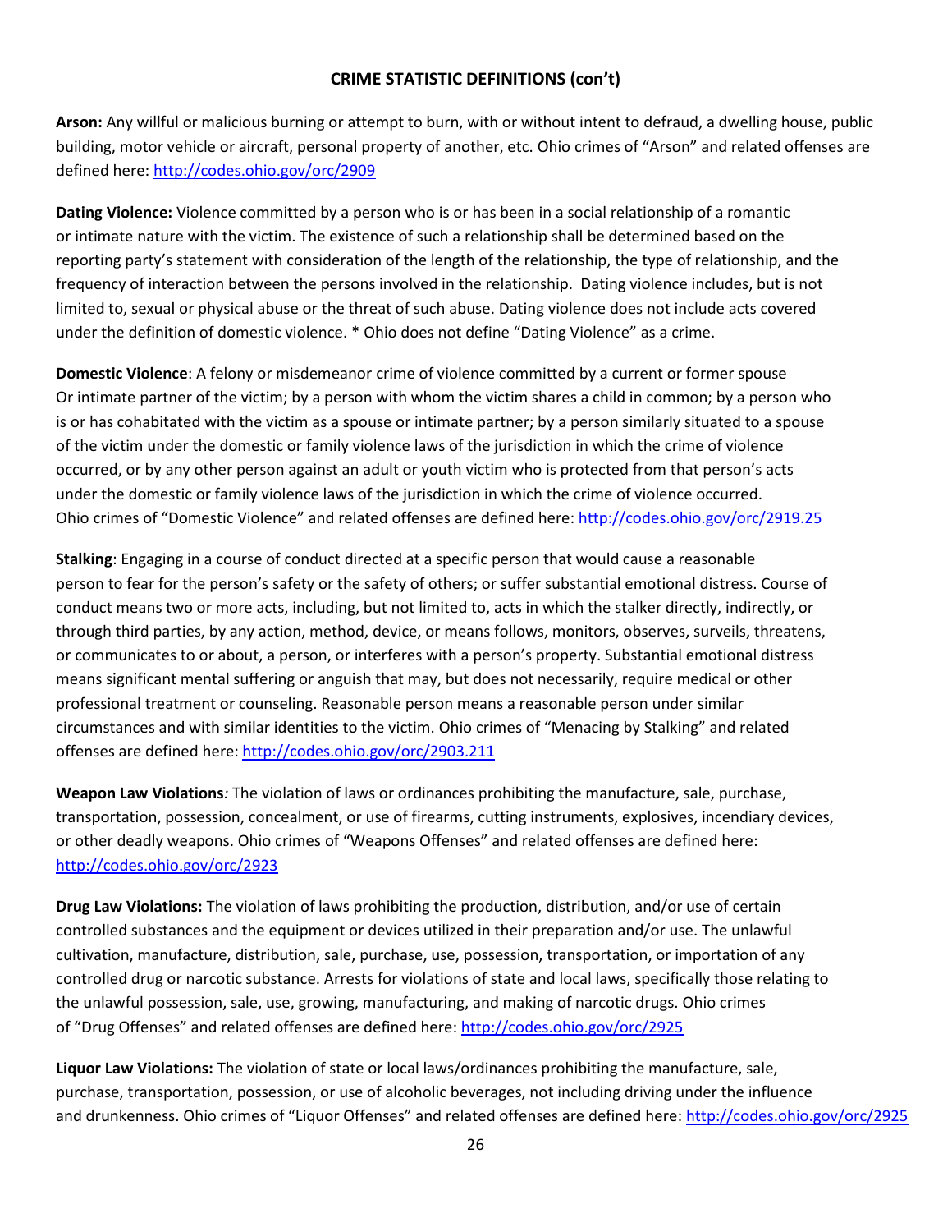## CRIME STATISTIC DEFINITIONS (con't)

**Arson:** Any willful or malicious burning or attempt to burn, with or without intent to defraud, a dwelling house, public building, motor vehicle or aircraft, personal property of another, etc. Ohio crimes of "Arson" and related offenses are defined here: http://codes.ohio.gov/orc/2909

**Dating Violence:** Violence committed by a person who is or has been in a social relationship of a romantic or intimate nature with the victim. The existence of such a relationship shall be determined based on the reporting party's statement with consideration of the length of the relationship, the type of relationship, and the frequency of interaction between the persons involved in the relationship. Dating violence includes, but is not limited to, sexual or physical abuse or the threat of such abuse. Dating violence does not include acts covered under the definition of domestic violence. * Ohio does not define "Dating Violence" as a crime.

**Domestic Violence**: A felony or misdemeanor crime of violence committed by a current or former spouse Or intimate partner of the victim; by a person with whom the victim shares a child in common; by a person who is or has cohabitated with the victim as a spouse or intimate partner; by a person similarly situated to a spouse of the victim under the domestic or family violence laws of the jurisdiction in which the crime of violence occurred, or by any other person against an adult or youth victim who is protected from that person's acts under the domestic or family violence laws of the jurisdiction in which the crime of violence occurred. Ohio crimes of "Domestic Violence" and related offenses are defined here: http://codes.ohio.gov/orc/2919.25

**Stalking**: Engaging in a course of conduct directed at a specific person that would cause a reasonable person to fear for the person's safety or the safety of others; or suffer substantial emotional distress. Course of conduct means two or more acts, including, but not limited to, acts in which the stalker directly, indirectly, or through third parties, by any action, method, device, or means follows, monitors, observes, surveils, threatens, or communicates to or about, a person, or interferes with a person's property. Substantial emotional distress means significant mental suffering or anguish that may, but does not necessarily, require medical or other professional treatment or counseling. Reasonable person means a reasonable person under similar circumstances and with similar identities to the victim. Ohio crimes of "Menacing by Stalking" and related offenses are defined here: http://codes.ohio.gov/orc/2903.211

**Weapon Law Violations***:* The violation of laws or ordinances prohibiting the manufacture, sale, purchase, transportation, possession, concealment, or use of firearms, cutting instruments, explosives, incendiary devices, or other deadly weapons. Ohio crimes of "Weapons Offenses" and related offenses are defined here: http://codes.ohio.gov/orc/2923

**Drug Law Violations:** The violation of laws prohibiting the production, distribution, and/or use of certain controlled substances and the equipment or devices utilized in their preparation and/or use. The unlawful cultivation, manufacture, distribution, sale, purchase, use, possession, transportation, or importation of any controlled drug or narcotic substance. Arrests for violations of state and local laws, specifically those relating to the unlawful possession, sale, use, growing, manufacturing, and making of narcotic drugs. Ohio crimes of "Drug Offenses" and related offenses are defined here: http://codes.ohio.gov/orc/2925

**Liquor Law Violations:** The violation of state or local laws/ordinances prohibiting the manufacture, sale, purchase, transportation, possession, or use of alcoholic beverages, not including driving under the influence and drunkenness. Ohio crimes of "Liquor Offenses" and related offenses are defined here: http://codes.ohio.gov/orc/2925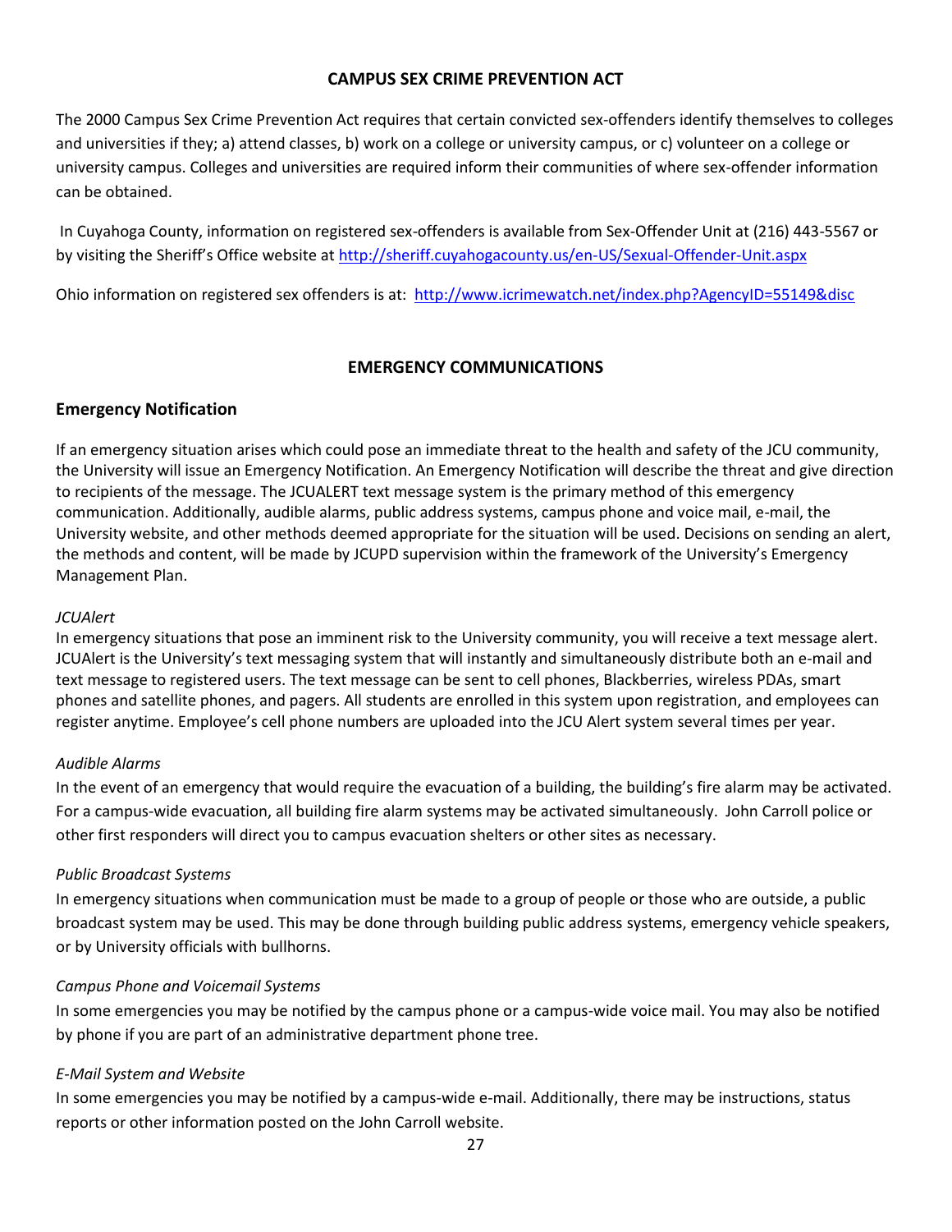## CAMPUS SEX CRIME PREVENTION ACT

The 2000 Campus Sex Crime Prevention Act requires that certain convicted sex-offenders identify themselves to colleges and universities if they; a) attend classes, b) work on a college or university campus, or c) volunteer on a college or university campus. Colleges and universities are required inform their communities of where sex-offender information can be obtained.

In Cuyahoga County, information on registered sex-offenders is available from Sex-Offender Unit at (216) 443-5567 or by visiting the Sheriff's Office website at http://sheriff.cuyahogacounty.us/en-US/Sexual-Offender-Unit.aspx

Ohio information on registered sex offenders is at: http://www.icrimewatch.net/index.php?AgencyID=55149&disc

## EMERGENCY COMMUNICATIONS

### Emergency Notification

If an emergency situation arises which could pose an immediate threat to the health and safety of the JCU community, the University will issue an Emergency Notification. An Emergency Notification will describe the threat and give direction to recipients of the message. The JCUALERT text message system is the primary method of this emergency communication. Additionally, audible alarms, public address systems, campus phone and voice mail, e-mail, the University website, and other methods deemed appropriate for the situation will be used. Decisions on sending an alert, the methods and content, will be made by JCUPD supervision within the framework of the University's Emergency Management Plan.

*JCUAlert*

In emergency situations that pose an imminent risk to the University community, you will receive a text message alert. JCUAlert is the University's text messaging system that will instantly and simultaneously distribute both an e-mail and text message to registered users. The text message can be sent to cell phones, Blackberries, wireless PDAs, smart phones and satellite phones, and pagers. All students are enrolled in this system upon registration, and employees can register anytime. Employee's cell phone numbers are uploaded into the JCU Alert system several times per year.

*Audible Alarms*

In the event of an emergency that would require the evacuation of a building, the building's fire alarm may be activated. For a campus-wide evacuation, all building fire alarm systems may be activated simultaneously. John Carroll police or other first responders will direct you to campus evacuation shelters or other sites as necessary.

*Public Broadcast Systems*

In emergency situations when communication must be made to a group of people or those who are outside, a public broadcast system may be used. This may be done through building public address systems, emergency vehicle speakers, or by University officials with bullhorns.

*Campus Phone and Voicemail Systems*

In some emergencies you may be notified by the campus phone or a campus-wide voice mail. You may also be notified by phone if you are part of an administrative department phone tree.

*E-Mail System and Website*

In some emergencies you may be notified by a campus-wide e-mail. Additionally, there may be instructions, status reports or other information posted on the John Carroll website.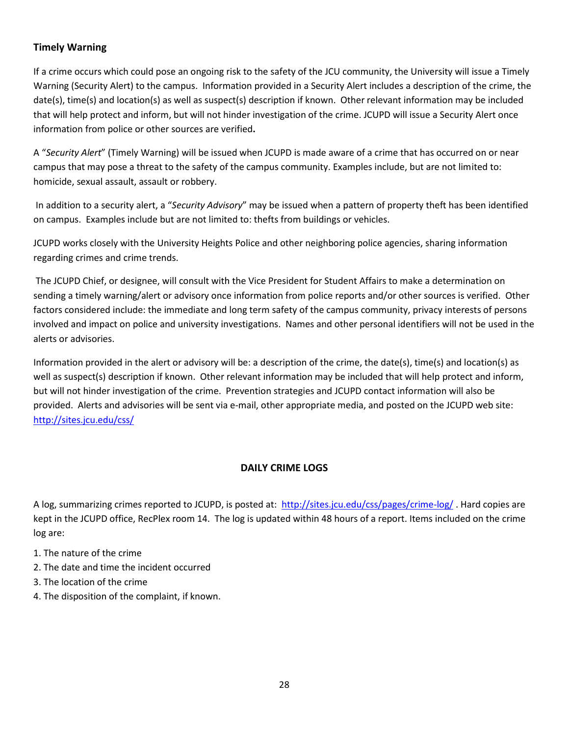### Timely Warning

If a crime occurs which could pose an ongoing risk to the safety of the JCU community, the University will issue a Timely Warning (Security Alert) to the campus. Information provided in a Security Alert includes a description of the crime, the date(s), time(s) and location(s) as well as suspect(s) description if known. Other relevant information may be included that will help protect and inform, but will not hinder investigation of the crime. JCUPD will issue a Security Alert once information from police or other sources are verified**.**

A "*Security Alert*" (Timely Warning) will be issued when JCUPD is made aware of a crime that has occurred on or near campus that may pose a threat to the safety of the campus community. Examples include, but are not limited to: homicide, sexual assault, assault or robbery.

In addition to a security alert, a "*Security Advisory*" may be issued when a pattern of property theft has been identified on campus. Examples include but are not limited to: thefts from buildings or vehicles.

JCUPD works closely with the University Heights Police and other neighboring police agencies, sharing information regarding crimes and crime trends.

The JCUPD Chief, or designee, will consult with the Vice President for Student Affairs to make a determination on sending a timely warning/alert or advisory once information from police reports and/or other sources is verified. Other factors considered include: the immediate and long term safety of the campus community, privacy interests of persons involved and impact on police and university investigations. Names and other personal identifiers will not be used in the alerts or advisories.

Information provided in the alert or advisory will be: a description of the crime, the date(s), time(s) and location(s) as well as suspect(s) description if known. Other relevant information may be included that will help protect and inform, but will not hinder investigation of the crime. Prevention strategies and JCUPD contact information will also be provided. Alerts and advisories will be sent via e-mail, other appropriate media, and posted on the JCUPD web site: http://sites.jcu.edu/css/

## DAILY CRIME LOGS

A log, summarizing crimes reported to JCUPD, is posted at: http://sites.jcu.edu/css/pages/crime-log/ . Hard copies are kept in the JCUPD office, RecPlex room 14. The log is updated within 48 hours of a report. Items included on the crime log are:

1. The nature of the crime
2. The date and time the incident occurred
3. The location of the crime
4. The disposition of the complaint, if known.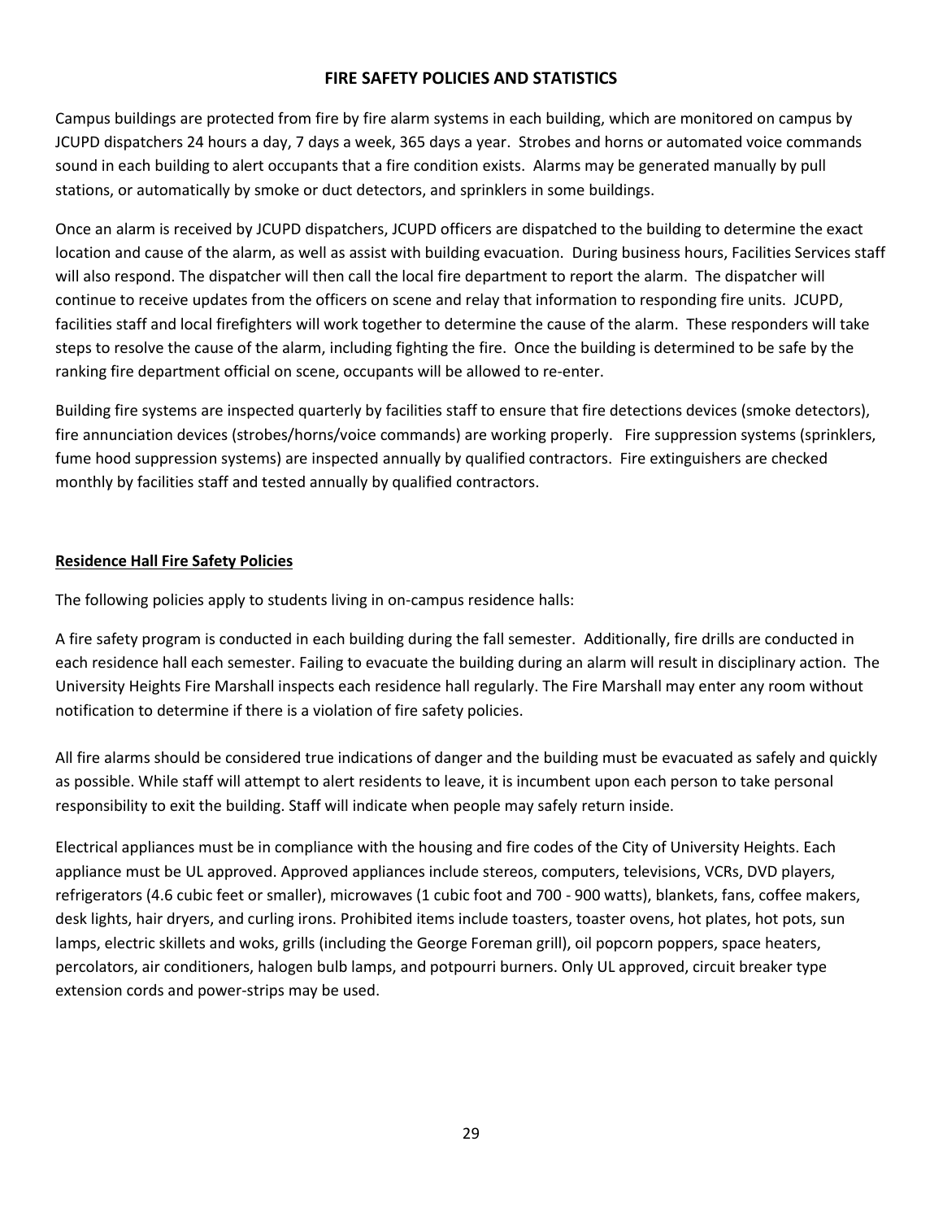## FIRE SAFETY POLICIES AND STATISTICS

Campus buildings are protected from fire by fire alarm systems in each building, which are monitored on campus by JCUPD dispatchers 24 hours a day, 7 days a week, 365 days a year. Strobes and horns or automated voice commands sound in each building to alert occupants that a fire condition exists. Alarms may be generated manually by pull stations, or automatically by smoke or duct detectors, and sprinklers in some buildings.

Once an alarm is received by JCUPD dispatchers, JCUPD officers are dispatched to the building to determine the exact location and cause of the alarm, as well as assist with building evacuation. During business hours, Facilities Services staff will also respond. The dispatcher will then call the local fire department to report the alarm. The dispatcher will continue to receive updates from the officers on scene and relay that information to responding fire units. JCUPD, facilities staff and local firefighters will work together to determine the cause of the alarm. These responders will take steps to resolve the cause of the alarm, including fighting the fire. Once the building is determined to be safe by the ranking fire department official on scene, occupants will be allowed to re-enter.

Building fire systems are inspected quarterly by facilities staff to ensure that fire detections devices (smoke detectors), fire annunciation devices (strobes/horns/voice commands) are working properly. Fire suppression systems (sprinklers, fume hood suppression systems) are inspected annually by qualified contractors. Fire extinguishers are checked monthly by facilities staff and tested annually by qualified contractors.

### Residence Hall Fire Safety Policies

The following policies apply to students living in on-campus residence halls:

A fire safety program is conducted in each building during the fall semester. Additionally, fire drills are conducted in each residence hall each semester. Failing to evacuate the building during an alarm will result in disciplinary action. The University Heights Fire Marshall inspects each residence hall regularly. The Fire Marshall may enter any room without notification to determine if there is a violation of fire safety policies.

All fire alarms should be considered true indications of danger and the building must be evacuated as safely and quickly as possible. While staff will attempt to alert residents to leave, it is incumbent upon each person to take personal responsibility to exit the building. Staff will indicate when people may safely return inside.

Electrical appliances must be in compliance with the housing and fire codes of the City of University Heights. Each appliance must be UL approved. Approved appliances include stereos, computers, televisions, VCRs, DVD players, refrigerators (4.6 cubic feet or smaller), microwaves (1 cubic foot and 700 - 900 watts), blankets, fans, coffee makers, desk lights, hair dryers, and curling irons. Prohibited items include toasters, toaster ovens, hot plates, hot pots, sun lamps, electric skillets and woks, grills (including the George Foreman grill), oil popcorn poppers, space heaters, percolators, air conditioners, halogen bulb lamps, and potpourri burners. Only UL approved, circuit breaker type extension cords and power-strips may be used.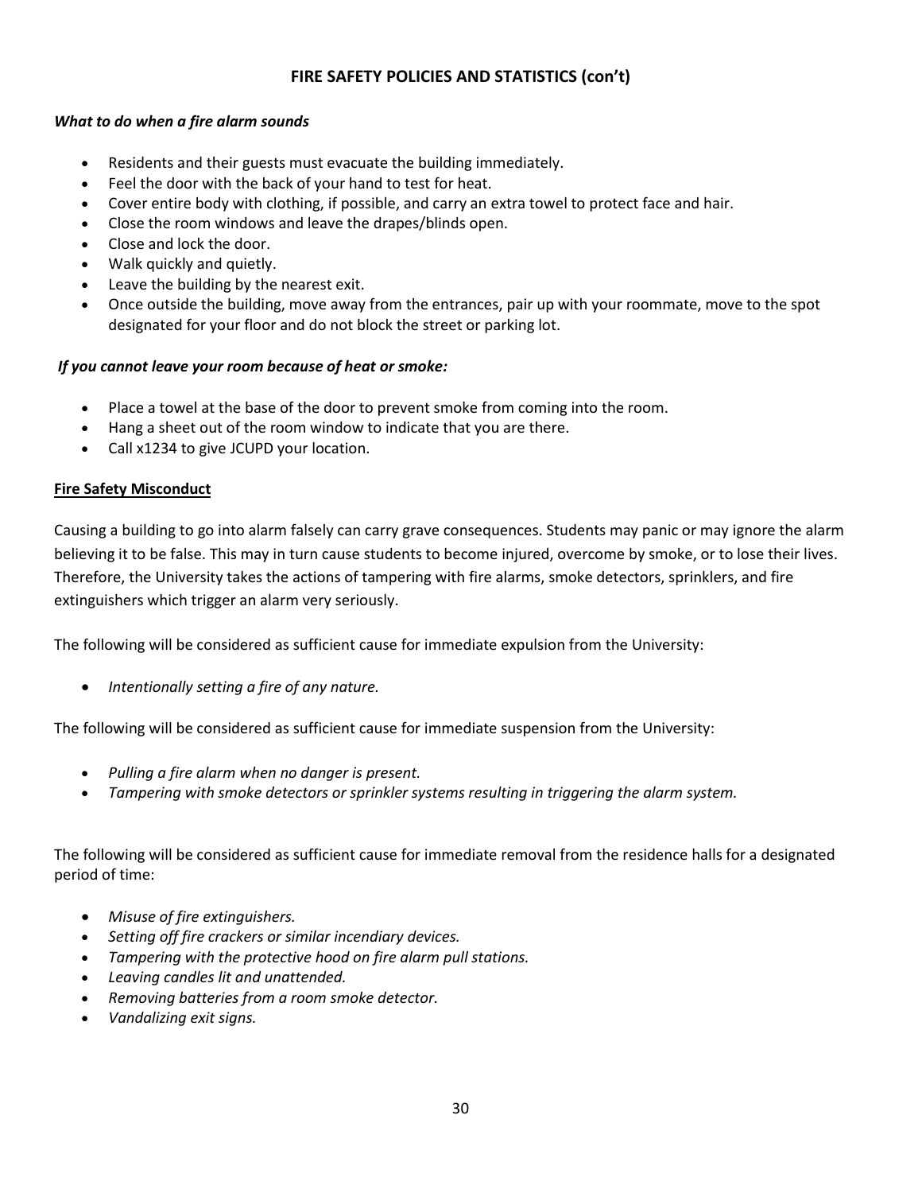## FIRE SAFETY POLICIES AND STATISTICS (con't)

***What to do when a fire alarm sounds***

- Residents and their guests must evacuate the building immediately.
- Feel the door with the back of your hand to test for heat.
- Cover entire body with clothing, if possible, and carry an extra towel to protect face and hair.
- Close the room windows and leave the drapes/blinds open.
- Close and lock the door.
- Walk quickly and quietly.
- Leave the building by the nearest exit.
- Once outside the building, move away from the entrances, pair up with your roommate, move to the spot designated for your floor and do not block the street or parking lot.

***If you cannot leave your room because of heat or smoke:***

- Place a towel at the base of the door to prevent smoke from coming into the room.
- Hang a sheet out of the room window to indicate that you are there.
- Call x1234 to give JCUPD your location.

### Fire Safety Misconduct

Causing a building to go into alarm falsely can carry grave consequences. Students may panic or may ignore the alarm believing it to be false. This may in turn cause students to become injured, overcome by smoke, or to lose their lives. Therefore, the University takes the actions of tampering with fire alarms, smoke detectors, sprinklers, and fire extinguishers which trigger an alarm very seriously.

The following will be considered as sufficient cause for immediate expulsion from the University:

- *Intentionally setting a fire of any nature.*

The following will be considered as sufficient cause for immediate suspension from the University:

- *Pulling a fire alarm when no danger is present.*
- *Tampering with smoke detectors or sprinkler systems resulting in triggering the alarm system.*

The following will be considered as sufficient cause for immediate removal from the residence halls for a designated period of time:

- *Misuse of fire extinguishers.*
- *Setting off fire crackers or similar incendiary devices.*
- *Tampering with the protective hood on fire alarm pull stations.*
- *Leaving candles lit and unattended.*
- *Removing batteries from a room smoke detector.*
- *Vandalizing exit signs.*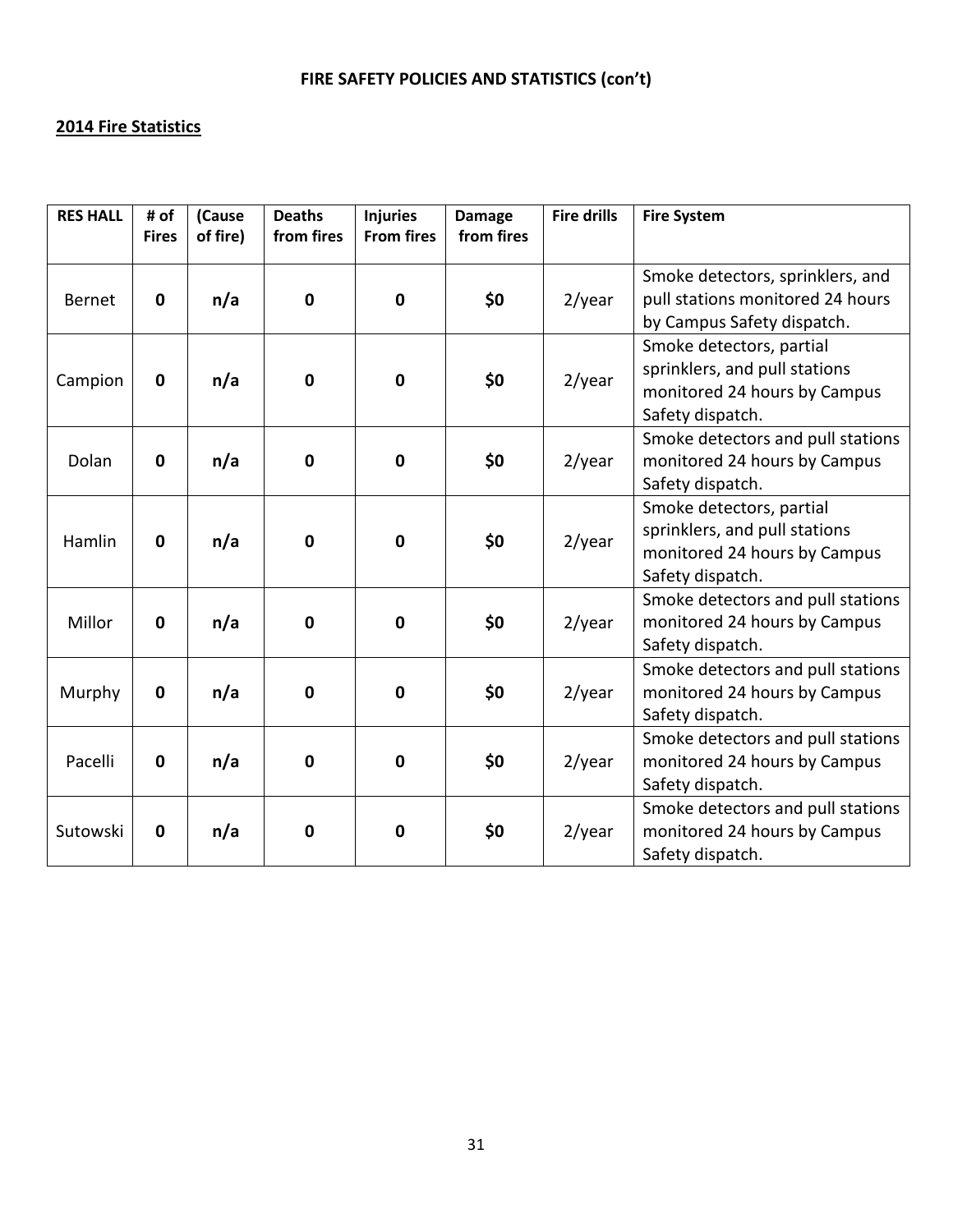**FIRE SAFETY POLICIES AND STATISTICS (con't)**

**2014 Fire Statistics**

| RES HALL | # of Fires | (Cause of fire) | Deaths from fires | Injuries From fires | Damage from fires | Fire drills | Fire System |
|---|---|---|---|---|---|---|---|
| Bernet | **0** | **n/a** | **0** | **0** | **$0** | 2/year | Smoke detectors, sprinklers, and pull stations monitored 24 hours by Campus Safety dispatch. |
| Campion | **0** | **n/a** | **0** | **0** | **$0** | 2/year | Smoke detectors, partial sprinklers, and pull stations monitored 24 hours by Campus Safety dispatch. |
| Dolan | **0** | **n/a** | **0** | **0** | **$0** | 2/year | Smoke detectors and pull stations monitored 24 hours by Campus Safety dispatch. |
| Hamlin | **0** | **n/a** | **0** | **0** | **$0** | 2/year | Smoke detectors, partial sprinklers, and pull stations monitored 24 hours by Campus Safety dispatch. |
| Millor | **0** | **n/a** | **0** | **0** | **$0** | 2/year | Smoke detectors and pull stations monitored 24 hours by Campus Safety dispatch. |
| Murphy | **0** | **n/a** | **0** | **0** | **$0** | 2/year | Smoke detectors and pull stations monitored 24 hours by Campus Safety dispatch. |
| Pacelli | **0** | **n/a** | **0** | **0** | **$0** | 2/year | Smoke detectors and pull stations monitored 24 hours by Campus Safety dispatch. |
| Sutowski | **0** | **n/a** | **0** | **0** | **$0** | 2/year | Smoke detectors and pull stations monitored 24 hours by Campus Safety dispatch. |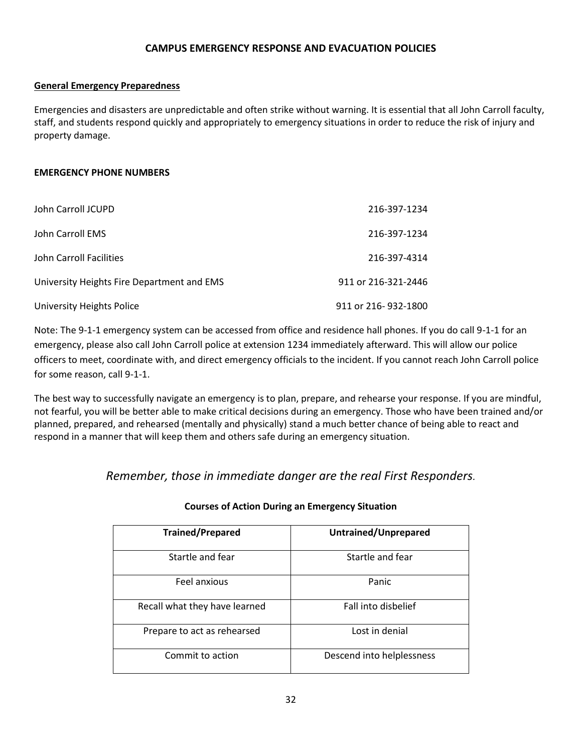# CAMPUS EMERGENCY RESPONSE AND EVACUATION POLICIES

## General Emergency Preparedness

Emergencies and disasters are unpredictable and often strike without warning. It is essential that all John Carroll faculty, staff, and students respond quickly and appropriately to emergency situations in order to reduce the risk of injury and property damage.

### EMERGENCY PHONE NUMBERS

| | |
|---|---|
| John Carroll JCUPD | 216-397-1234 |
| John Carroll EMS | 216-397-1234 |
| John Carroll Facilities | 216-397-4314 |
| University Heights Fire Department and EMS | 911 or 216-321-2446 |
| University Heights Police | 911 or 216- 932-1800 |

Note: The 9-1-1 emergency system can be accessed from office and residence hall phones. If you do call 9-1-1 for an emergency, please also call John Carroll police at extension 1234 immediately afterward. This will allow our police officers to meet, coordinate with, and direct emergency officials to the incident. If you cannot reach John Carroll police for some reason, call 9-1-1.

The best way to successfully navigate an emergency is to plan, prepare, and rehearse your response. If you are mindful, not fearful, you will be better able to make critical decisions during an emergency. Those who have been trained and/or planned, prepared, and rehearsed (mentally and physically) stand a much better chance of being able to react and respond in a manner that will keep them and others safe during an emergency situation.

*Remember, those in immediate danger are the real First Responders.*

**Courses of Action During an Emergency Situation**

| Trained/Prepared | Untrained/Unprepared |
|---|---|
| Startle and fear | Startle and fear |
| Feel anxious | Panic |
| Recall what they have learned | Fall into disbelief |
| Prepare to act as rehearsed | Lost in denial |
| Commit to action | Descend into helplessness |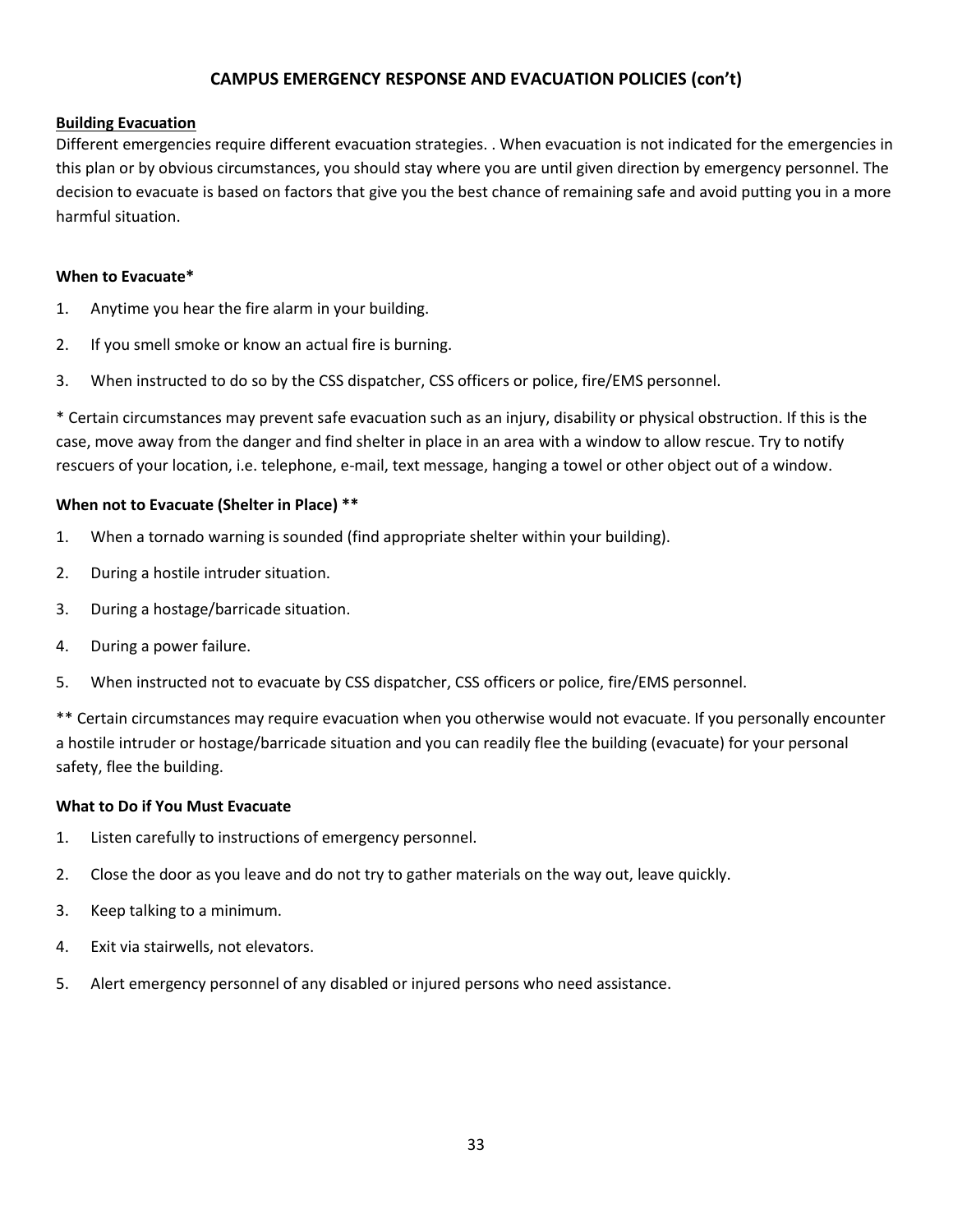## CAMPUS EMERGENCY RESPONSE AND EVACUATION POLICIES (con't)

### Building Evacuation

Different emergencies require different evacuation strategies. . When evacuation is not indicated for the emergencies in this plan or by obvious circumstances, you should stay where you are until given direction by emergency personnel. The decision to evacuate is based on factors that give you the best chance of remaining safe and avoid putting you in a more harmful situation.

**When to Evacuate***

1. Anytime you hear the fire alarm in your building.
2. If you smell smoke or know an actual fire is burning.
3. When instructed to do so by the CSS dispatcher, CSS officers or police, fire/EMS personnel.

\* Certain circumstances may prevent safe evacuation such as an injury, disability or physical obstruction. If this is the case, move away from the danger and find shelter in place in an area with a window to allow rescue. Try to notify rescuers of your location, i.e. telephone, e-mail, text message, hanging a towel or other object out of a window.

**When not to Evacuate (Shelter in Place) ****

1. When a tornado warning is sounded (find appropriate shelter within your building).
2. During a hostile intruder situation.
3. During a hostage/barricade situation.
4. During a power failure.
5. When instructed not to evacuate by CSS dispatcher, CSS officers or police, fire/EMS personnel.

\** Certain circumstances may require evacuation when you otherwise would not evacuate. If you personally encounter a hostile intruder or hostage/barricade situation and you can readily flee the building (evacuate) for your personal safety, flee the building.

**What to Do if You Must Evacuate**

1. Listen carefully to instructions of emergency personnel.
2. Close the door as you leave and do not try to gather materials on the way out, leave quickly.
3. Keep talking to a minimum.
4. Exit via stairwells, not elevators.
5. Alert emergency personnel of any disabled or injured persons who need assistance.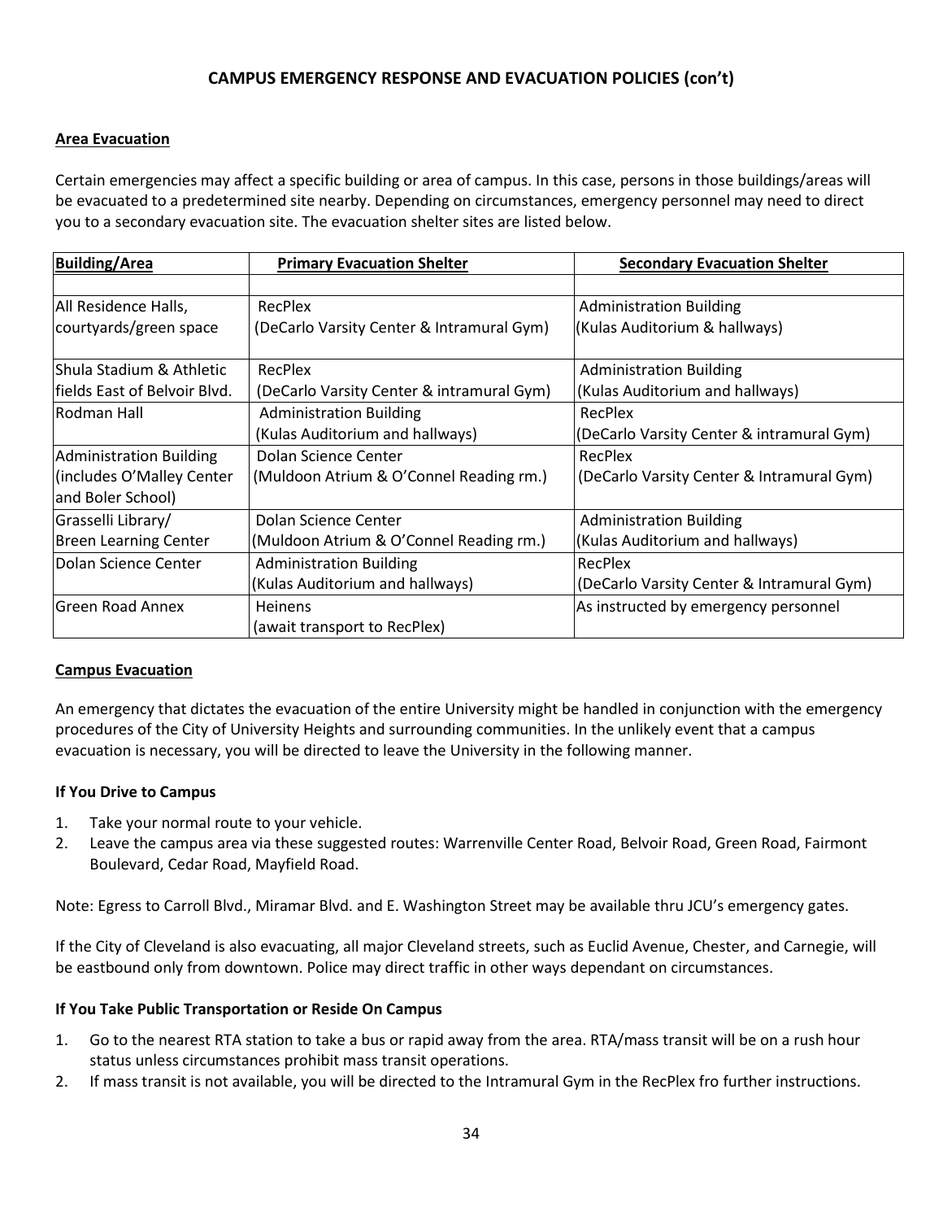## CAMPUS EMERGENCY RESPONSE AND EVACUATION POLICIES (con't)

### Area Evacuation

Certain emergencies may affect a specific building or area of campus. In this case, persons in those buildings/areas will be evacuated to a predetermined site nearby. Depending on circumstances, emergency personnel may need to direct you to a secondary evacuation site. The evacuation shelter sites are listed below.

| Building/Area | Primary Evacuation Shelter | Secondary Evacuation Shelter |
|---|---|---|
| | | |
| All Residence Halls, courtyards/green space | RecPlex (DeCarlo Varsity Center & Intramural Gym) | Administration Building (Kulas Auditorium & hallways) |
| Shula Stadium & Athletic fields East of Belvoir Blvd. | RecPlex (DeCarlo Varsity Center & intramural Gym) | Administration Building (Kulas Auditorium and hallways) |
| Rodman Hall | Administration Building (Kulas Auditorium and hallways) | RecPlex (DeCarlo Varsity Center & intramural Gym) |
| Administration Building (includes O'Malley Center and Boler School) | Dolan Science Center (Muldoon Atrium & O'Connel Reading rm.) | RecPlex (DeCarlo Varsity Center & Intramural Gym) |
| Grasselli Library/ Breen Learning Center | Dolan Science Center (Muldoon Atrium & O'Connel Reading rm.) | Administration Building (Kulas Auditorium and hallways) |
| Dolan Science Center | Administration Building (Kulas Auditorium and hallways) | RecPlex (DeCarlo Varsity Center & Intramural Gym) |
| Green Road Annex | Heinens (await transport to RecPlex) | As instructed by emergency personnel |

### Campus Evacuation

An emergency that dictates the evacuation of the entire University might be handled in conjunction with the emergency procedures of the City of University Heights and surrounding communities. In the unlikely event that a campus evacuation is necessary, you will be directed to leave the University in the following manner.

#### If You Drive to Campus

1. Take your normal route to your vehicle.
2. Leave the campus area via these suggested routes: Warrenville Center Road, Belvoir Road, Green Road, Fairmont Boulevard, Cedar Road, Mayfield Road.

Note: Egress to Carroll Blvd., Miramar Blvd. and E. Washington Street may be available thru JCU's emergency gates.

If the City of Cleveland is also evacuating, all major Cleveland streets, such as Euclid Avenue, Chester, and Carnegie, will be eastbound only from downtown. Police may direct traffic in other ways dependant on circumstances.

#### If You Take Public Transportation or Reside On Campus

1. Go to the nearest RTA station to take a bus or rapid away from the area. RTA/mass transit will be on a rush hour status unless circumstances prohibit mass transit operations.
2. If mass transit is not available, you will be directed to the Intramural Gym in the RecPlex fro further instructions.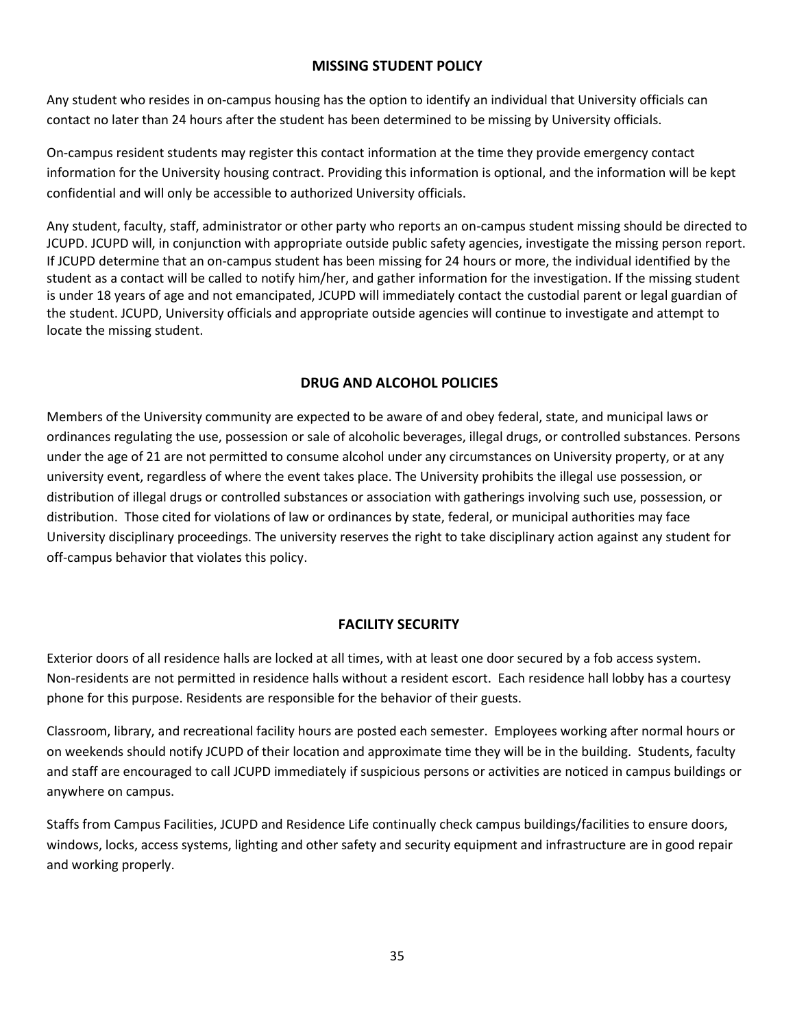## MISSING STUDENT POLICY

Any student who resides in on-campus housing has the option to identify an individual that University officials can contact no later than 24 hours after the student has been determined to be missing by University officials.

On-campus resident students may register this contact information at the time they provide emergency contact information for the University housing contract. Providing this information is optional, and the information will be kept confidential and will only be accessible to authorized University officials.

Any student, faculty, staff, administrator or other party who reports an on-campus student missing should be directed to JCUPD. JCUPD will, in conjunction with appropriate outside public safety agencies, investigate the missing person report. If JCUPD determine that an on-campus student has been missing for 24 hours or more, the individual identified by the student as a contact will be called to notify him/her, and gather information for the investigation. If the missing student is under 18 years of age and not emancipated, JCUPD will immediately contact the custodial parent or legal guardian of the student. JCUPD, University officials and appropriate outside agencies will continue to investigate and attempt to locate the missing student.

## DRUG AND ALCOHOL POLICIES

Members of the University community are expected to be aware of and obey federal, state, and municipal laws or ordinances regulating the use, possession or sale of alcoholic beverages, illegal drugs, or controlled substances. Persons under the age of 21 are not permitted to consume alcohol under any circumstances on University property, or at any university event, regardless of where the event takes place. The University prohibits the illegal use possession, or distribution of illegal drugs or controlled substances or association with gatherings involving such use, possession, or distribution. Those cited for violations of law or ordinances by state, federal, or municipal authorities may face University disciplinary proceedings. The university reserves the right to take disciplinary action against any student for off-campus behavior that violates this policy.

## FACILITY SECURITY

Exterior doors of all residence halls are locked at all times, with at least one door secured by a fob access system. Non-residents are not permitted in residence halls without a resident escort. Each residence hall lobby has a courtesy phone for this purpose. Residents are responsible for the behavior of their guests.

Classroom, library, and recreational facility hours are posted each semester. Employees working after normal hours or on weekends should notify JCUPD of their location and approximate time they will be in the building. Students, faculty and staff are encouraged to call JCUPD immediately if suspicious persons or activities are noticed in campus buildings or anywhere on campus.

Staffs from Campus Facilities, JCUPD and Residence Life continually check campus buildings/facilities to ensure doors, windows, locks, access systems, lighting and other safety and security equipment and infrastructure are in good repair and working properly.